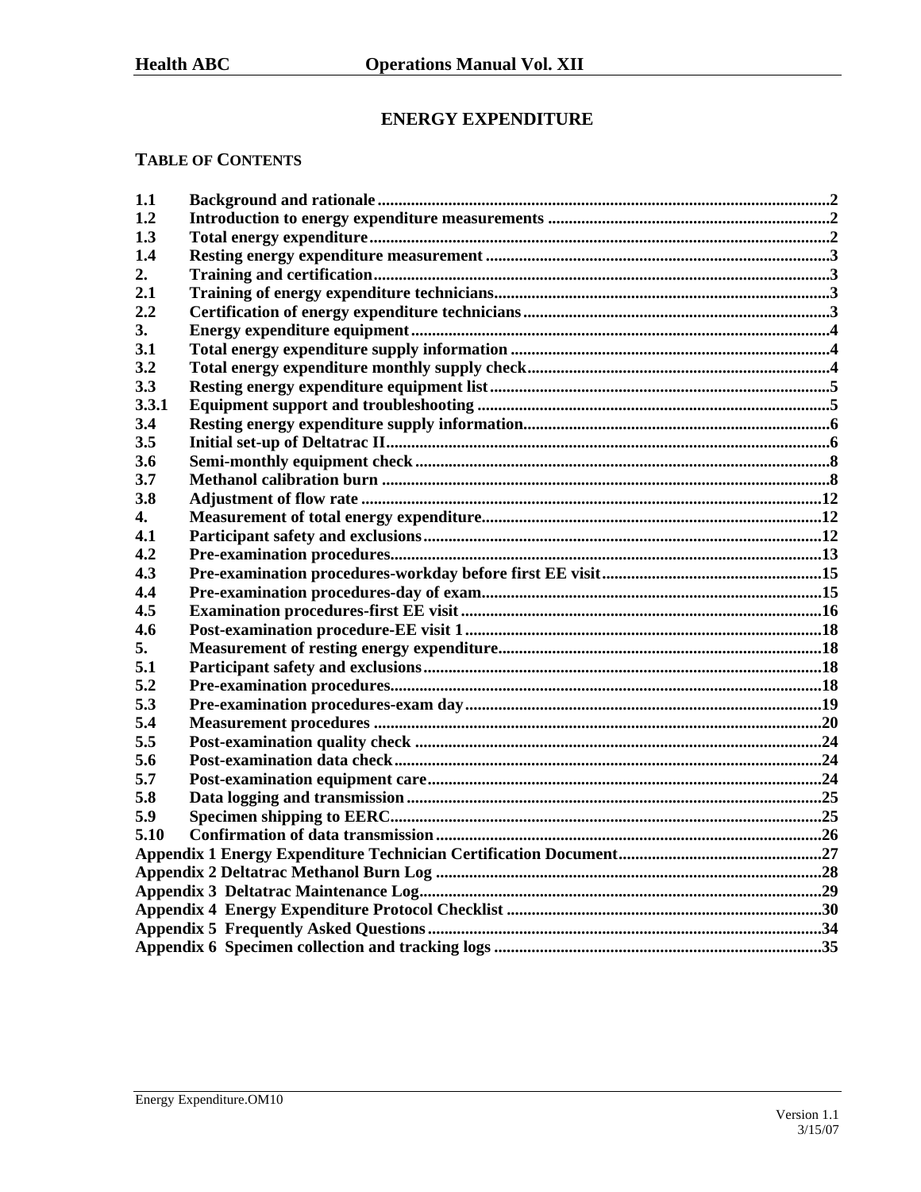# ENERGY EXPENDITURE

## TABLE OF CONTENTS

| | | |
|---|---|---|
| 1.1 | Background and rationale | 2 |
| 1.2 | Introduction to energy expenditure measurements | 2 |
| 1.3 | Total energy expenditure | 2 |
| 1.4 | Resting energy expenditure measurement | 3 |
| 2. | Training and certification | 3 |
| 2.1 | Training of energy expenditure technicians | 3 |
| 2.2 | Certification of energy expenditure technicians | 3 |
| 3. | Energy expenditure equipment | 4 |
| 3.1 | Total energy expenditure supply information | 4 |
| 3.2 | Total energy expenditure monthly supply check | 4 |
| 3.3 | Resting energy expenditure equipment list | 5 |
| 3.3.1 | Equipment support and troubleshooting | 5 |
| 3.4 | Resting energy expenditure supply information | 6 |
| 3.5 | Initial set-up of Deltatrac II | 6 |
| 3.6 | Semi-monthly equipment check | 8 |
| 3.7 | Methanol calibration burn | 8 |
| 3.8 | Adjustment of flow rate | 12 |
| 4. | Measurement of total energy expenditure | 12 |
| 4.1 | Participant safety and exclusions | 12 |
| 4.2 | Pre-examination procedures | 13 |
| 4.3 | Pre-examination procedures-workday before first EE visit | 15 |
| 4.4 | Pre-examination procedures-day of exam | 15 |
| 4.5 | Examination procedures-first EE visit | 16 |
| 4.6 | Post-examination procedure-EE visit 1 | 18 |
| 5. | Measurement of resting energy expenditure | 18 |
| 5.1 | Participant safety and exclusions | 18 |
| 5.2 | Pre-examination procedures | 18 |
| 5.3 | Pre-examination procedures-exam day | 19 |
| 5.4 | Measurement procedures | 20 |
| 5.5 | Post-examination quality check | 24 |
| 5.6 | Post-examination data check | 24 |
| 5.7 | Post-examination equipment care | 24 |
| 5.8 | Data logging and transmission | 25 |
| 5.9 | Specimen shipping to EERC | 25 |
| 5.10 | Confirmation of data transmission | 26 |
| Appendix 1 | Energy Expenditure Technician Certification Document | 27 |
| Appendix 2 | Deltatrac Methanol Burn Log | 28 |
| Appendix 3 | Deltatrac Maintenance Log | 29 |
| Appendix 4 | Energy Expenditure Protocol Checklist | 30 |
| Appendix 5 | Frequently Asked Questions | 34 |
| Appendix 6 | Specimen collection and tracking logs | 35 |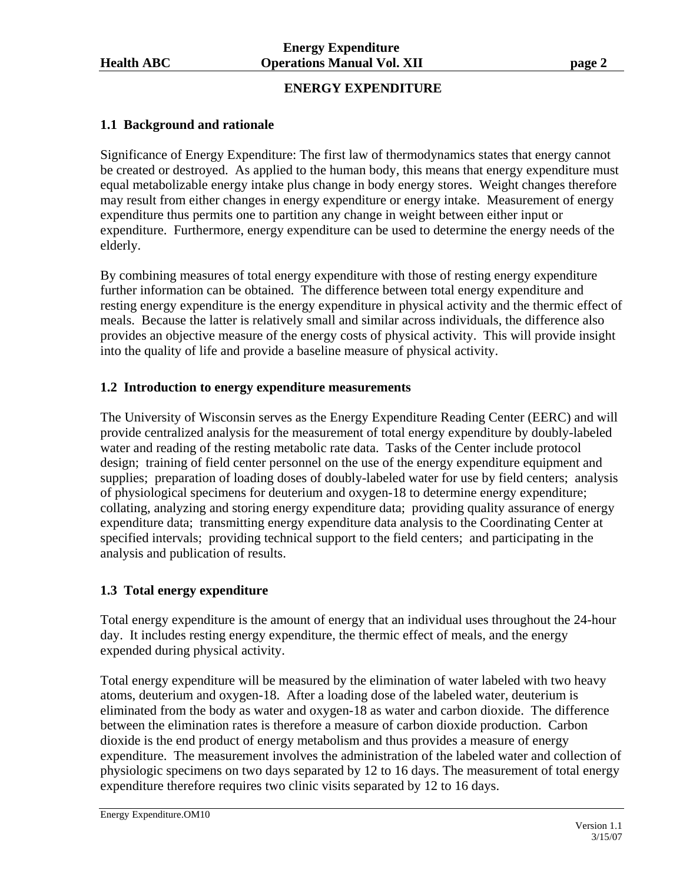# ENERGY EXPENDITURE

## 1.1 Background and rationale

Significance of Energy Expenditure: The first law of thermodynamics states that energy cannot be created or destroyed. As applied to the human body, this means that energy expenditure must equal metabolizable energy intake plus change in body energy stores. Weight changes therefore may result from either changes in energy expenditure or energy intake. Measurement of energy expenditure thus permits one to partition any change in weight between either input or expenditure. Furthermore, energy expenditure can be used to determine the energy needs of the elderly.

By combining measures of total energy expenditure with those of resting energy expenditure further information can be obtained. The difference between total energy expenditure and resting energy expenditure is the energy expenditure in physical activity and the thermic effect of meals. Because the latter is relatively small and similar across individuals, the difference also provides an objective measure of the energy costs of physical activity. This will provide insight into the quality of life and provide a baseline measure of physical activity.

## 1.2 Introduction to energy expenditure measurements

The University of Wisconsin serves as the Energy Expenditure Reading Center (EERC) and will provide centralized analysis for the measurement of total energy expenditure by doubly-labeled water and reading of the resting metabolic rate data. Tasks of the Center include protocol design; training of field center personnel on the use of the energy expenditure equipment and supplies; preparation of loading doses of doubly-labeled water for use by field centers; analysis of physiological specimens for deuterium and oxygen-18 to determine energy expenditure; collating, analyzing and storing energy expenditure data; providing quality assurance of energy expenditure data; transmitting energy expenditure data analysis to the Coordinating Center at specified intervals; providing technical support to the field centers; and participating in the analysis and publication of results.

## 1.3 Total energy expenditure

Total energy expenditure is the amount of energy that an individual uses throughout the 24-hour day. It includes resting energy expenditure, the thermic effect of meals, and the energy expended during physical activity.

Total energy expenditure will be measured by the elimination of water labeled with two heavy atoms, deuterium and oxygen-18. After a loading dose of the labeled water, deuterium is eliminated from the body as water and oxygen-18 as water and carbon dioxide. The difference between the elimination rates is therefore a measure of carbon dioxide production. Carbon dioxide is the end product of energy metabolism and thus provides a measure of energy expenditure. The measurement involves the administration of the labeled water and collection of physiologic specimens on two days separated by 12 to 16 days. The measurement of total energy expenditure therefore requires two clinic visits separated by 12 to 16 days.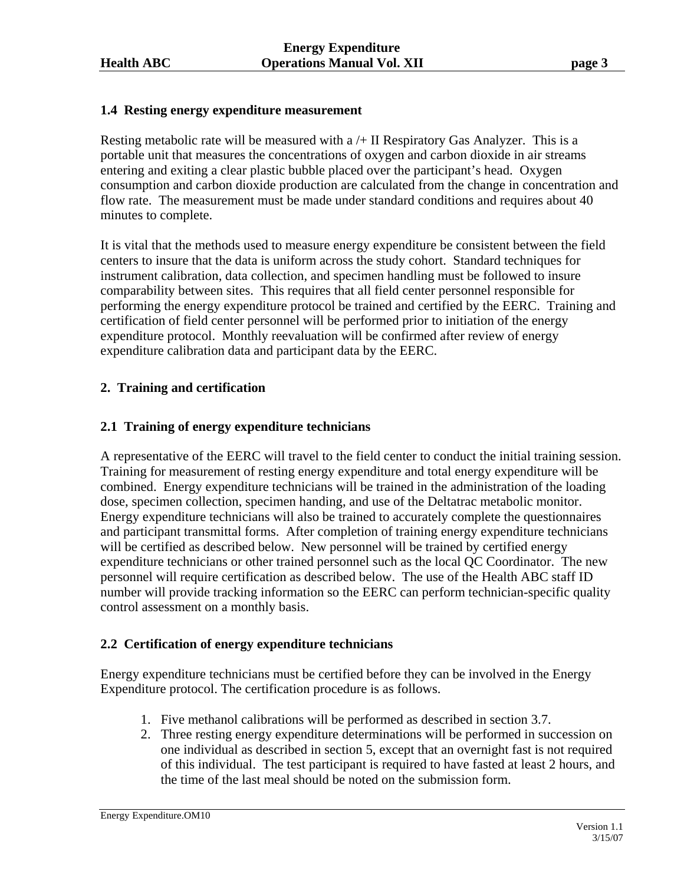### 1.4 Resting energy expenditure measurement

Resting metabolic rate will be measured with a /+ II Respiratory Gas Analyzer. This is a portable unit that measures the concentrations of oxygen and carbon dioxide in air streams entering and exiting a clear plastic bubble placed over the participant's head. Oxygen consumption and carbon dioxide production are calculated from the change in concentration and flow rate. The measurement must be made under standard conditions and requires about 40 minutes to complete.

It is vital that the methods used to measure energy expenditure be consistent between the field centers to insure that the data is uniform across the study cohort. Standard techniques for instrument calibration, data collection, and specimen handling must be followed to insure comparability between sites. This requires that all field center personnel responsible for performing the energy expenditure protocol be trained and certified by the EERC. Training and certification of field center personnel will be performed prior to initiation of the energy expenditure protocol. Monthly reevaluation will be confirmed after review of energy expenditure calibration data and participant data by the EERC.

## 2. Training and certification

### 2.1 Training of energy expenditure technicians

A representative of the EERC will travel to the field center to conduct the initial training session. Training for measurement of resting energy expenditure and total energy expenditure will be combined. Energy expenditure technicians will be trained in the administration of the loading dose, specimen collection, specimen handing, and use of the Deltatrac metabolic monitor. Energy expenditure technicians will also be trained to accurately complete the questionnaires and participant transmittal forms. After completion of training energy expenditure technicians will be certified as described below. New personnel will be trained by certified energy expenditure technicians or other trained personnel such as the local QC Coordinator. The new personnel will require certification as described below. The use of the Health ABC staff ID number will provide tracking information so the EERC can perform technician-specific quality control assessment on a monthly basis.

### 2.2 Certification of energy expenditure technicians

Energy expenditure technicians must be certified before they can be involved in the Energy Expenditure protocol. The certification procedure is as follows.

1. Five methanol calibrations will be performed as described in section 3.7.
2. Three resting energy expenditure determinations will be performed in succession on one individual as described in section 5, except that an overnight fast is not required of this individual. The test participant is required to have fasted at least 2 hours, and the time of the last meal should be noted on the submission form.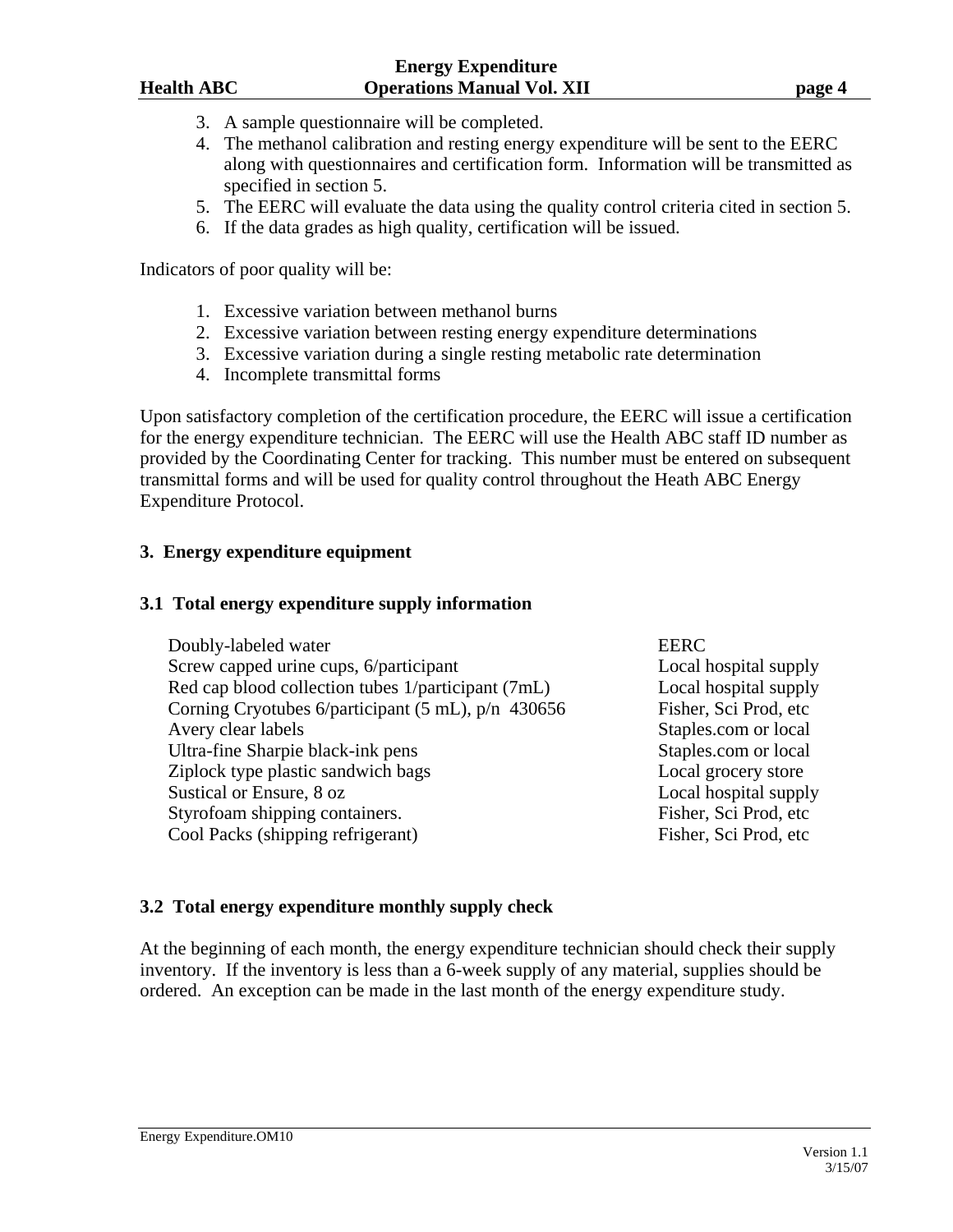3. A sample questionnaire will be completed.
4. The methanol calibration and resting energy expenditure will be sent to the EERC along with questionnaires and certification form. Information will be transmitted as specified in section 5.
5. The EERC will evaluate the data using the quality control criteria cited in section 5.
6. If the data grades as high quality, certification will be issued.

Indicators of poor quality will be:

1. Excessive variation between methanol burns
2. Excessive variation between resting energy expenditure determinations
3. Excessive variation during a single resting metabolic rate determination
4. Incomplete transmittal forms

Upon satisfactory completion of the certification procedure, the EERC will issue a certification for the energy expenditure technician. The EERC will use the Health ABC staff ID number as provided by the Coordinating Center for tracking. This number must be entered on subsequent transmittal forms and will be used for quality control throughout the Heath ABC Energy Expenditure Protocol.

## 3. Energy expenditure equipment

### 3.1 Total energy expenditure supply information

| Item | Source |
|---|---|
| Doubly-labeled water | EERC |
| Screw capped urine cups, 6/participant | Local hospital supply |
| Red cap blood collection tubes 1/participant (7mL) | Local hospital supply |
| Corning Cryotubes 6/participant (5 mL), p/n 430656 | Fisher, Sci Prod, etc |
| Avery clear labels | Staples.com or local |
| Ultra-fine Sharpie black-ink pens | Staples.com or local |
| Ziplock type plastic sandwich bags | Local grocery store |
| Sustical or Ensure, 8 oz | Local hospital supply |
| Styrofoam shipping containers. | Fisher, Sci Prod, etc |
| Cool Packs (shipping refrigerant) | Fisher, Sci Prod, etc |

### 3.2 Total energy expenditure monthly supply check

At the beginning of each month, the energy expenditure technician should check their supply inventory. If the inventory is less than a 6-week supply of any material, supplies should be ordered. An exception can be made in the last month of the energy expenditure study.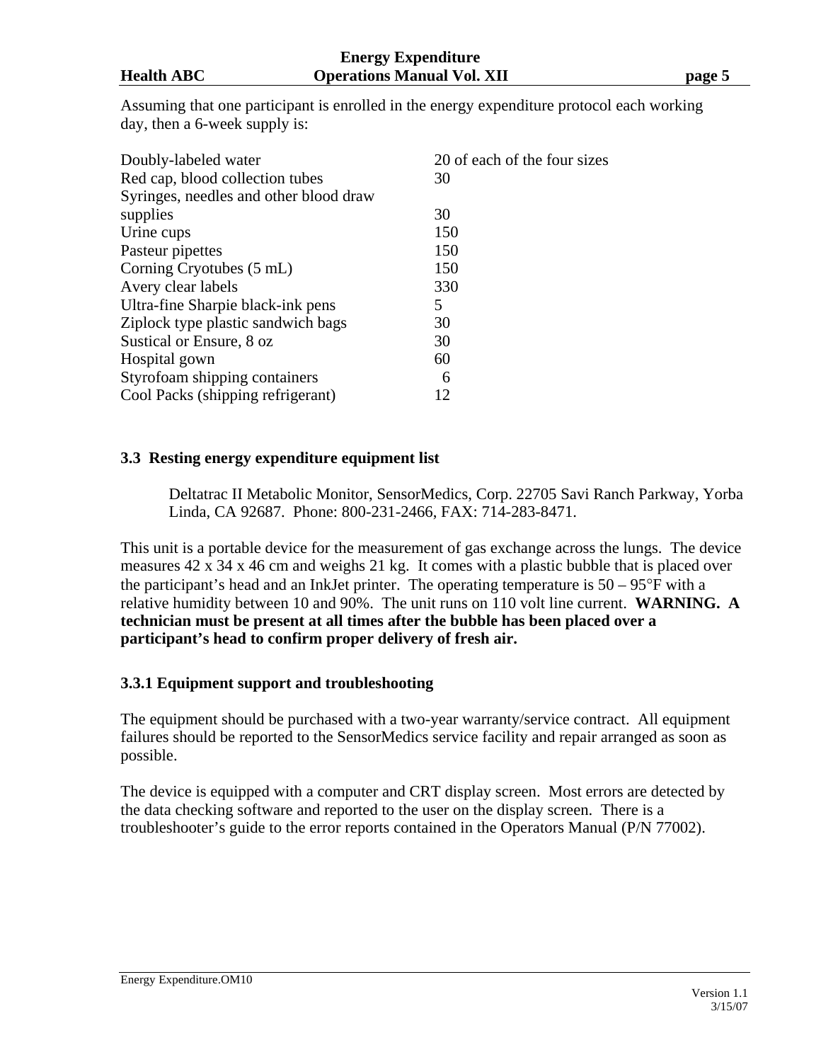Assuming that one participant is enrolled in the energy expenditure protocol each working day, then a 6-week supply is:

| | |
|---|---|
| Doubly-labeled water | 20 of each of the four sizes |
| Red cap, blood collection tubes | 30 |
| Syringes, needles and other blood draw supplies | 30 |
| Urine cups | 150 |
| Pasteur pipettes | 150 |
| Corning Cryotubes (5 mL) | 150 |
| Avery clear labels | 330 |
| Ultra-fine Sharpie black-ink pens | 5 |
| Ziplock type plastic sandwich bags | 30 |
| Sustical or Ensure, 8 oz | 30 |
| Hospital gown | 60 |
| Styrofoam shipping containers | 6 |
| Cool Packs (shipping refrigerant) | 12 |

### 3.3 Resting energy expenditure equipment list

Deltatrac II Metabolic Monitor, SensorMedics, Corp. 22705 Savi Ranch Parkway, Yorba Linda, CA 92687. Phone: 800-231-2466, FAX: 714-283-8471.

This unit is a portable device for the measurement of gas exchange across the lungs. The device measures 42 x 34 x 46 cm and weighs 21 kg. It comes with a plastic bubble that is placed over the participant's head and an InkJet printer. The operating temperature is 50 – 95°F with a relative humidity between 10 and 90%. The unit runs on 110 volt line current. **WARNING. A technician must be present at all times after the bubble has been placed over a participant's head to confirm proper delivery of fresh air.**

#### 3.3.1 Equipment support and troubleshooting

The equipment should be purchased with a two-year warranty/service contract. All equipment failures should be reported to the SensorMedics service facility and repair arranged as soon as possible.

The device is equipped with a computer and CRT display screen. Most errors are detected by the data checking software and reported to the user on the display screen. There is a troubleshooter's guide to the error reports contained in the Operators Manual (P/N 77002).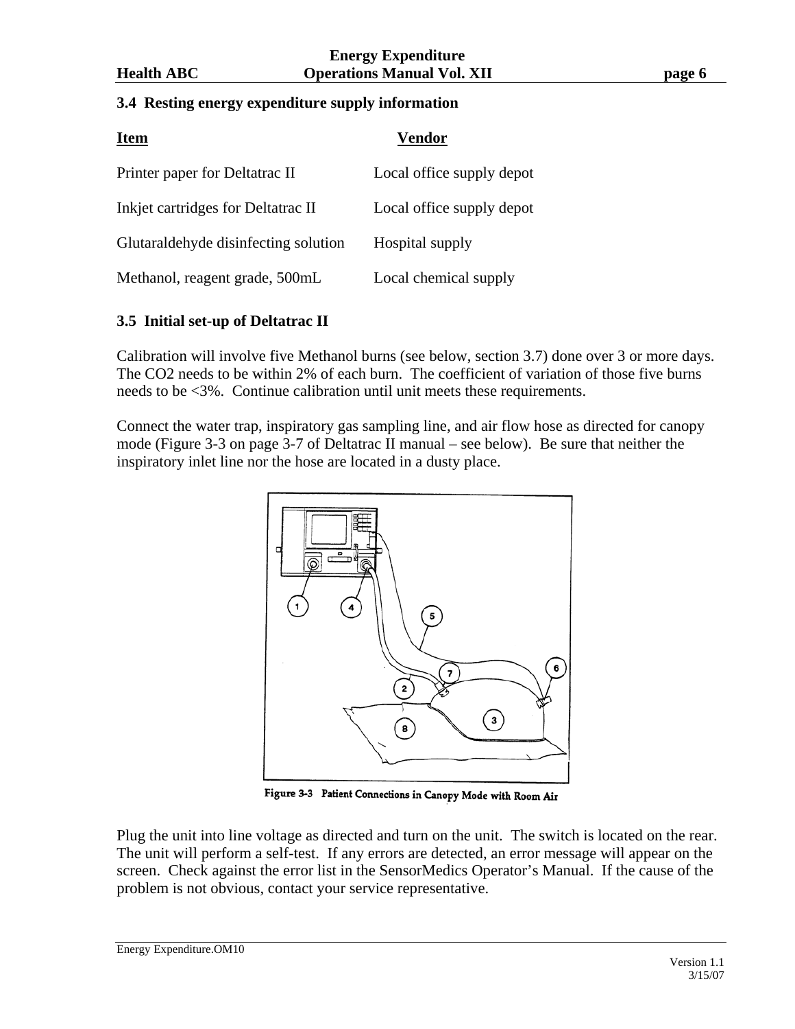## 3.4 Resting energy expenditure supply information

| Item | Vendor |
|---|---|
| Printer paper for Deltatrac II | Local office supply depot |
| Inkjet cartridges for Deltatrac II | Local office supply depot |
| Glutaraldehyde disinfecting solution | Hospital supply |
| Methanol, reagent grade, 500mL | Local chemical supply |

## 3.5 Initial set-up of Deltatrac II

Calibration will involve five Methanol burns (see below, section 3.7) done over 3 or more days. The $CO_2$ needs to be within 2% of each burn. The coefficient of variation of those five burns needs to be <3%. Continue calibration until unit meets these requirements.

Connect the water trap, inspiratory gas sampling line, and air flow hose as directed for canopy mode (Figure 3-3 on page 3-7 of Deltatrac II manual – see below). Be sure that neither the inspiratory inlet line nor the hose are located in a dusty place.

Figure 3-3 Patient Connections in Canopy Mode with Room Air

Plug the unit into line voltage as directed and turn on the unit. The switch is located on the rear. The unit will perform a self-test. If any errors are detected, an error message will appear on the screen. Check against the error list in the SensorMedics Operator's Manual. If the cause of the problem is not obvious, contact your service representative.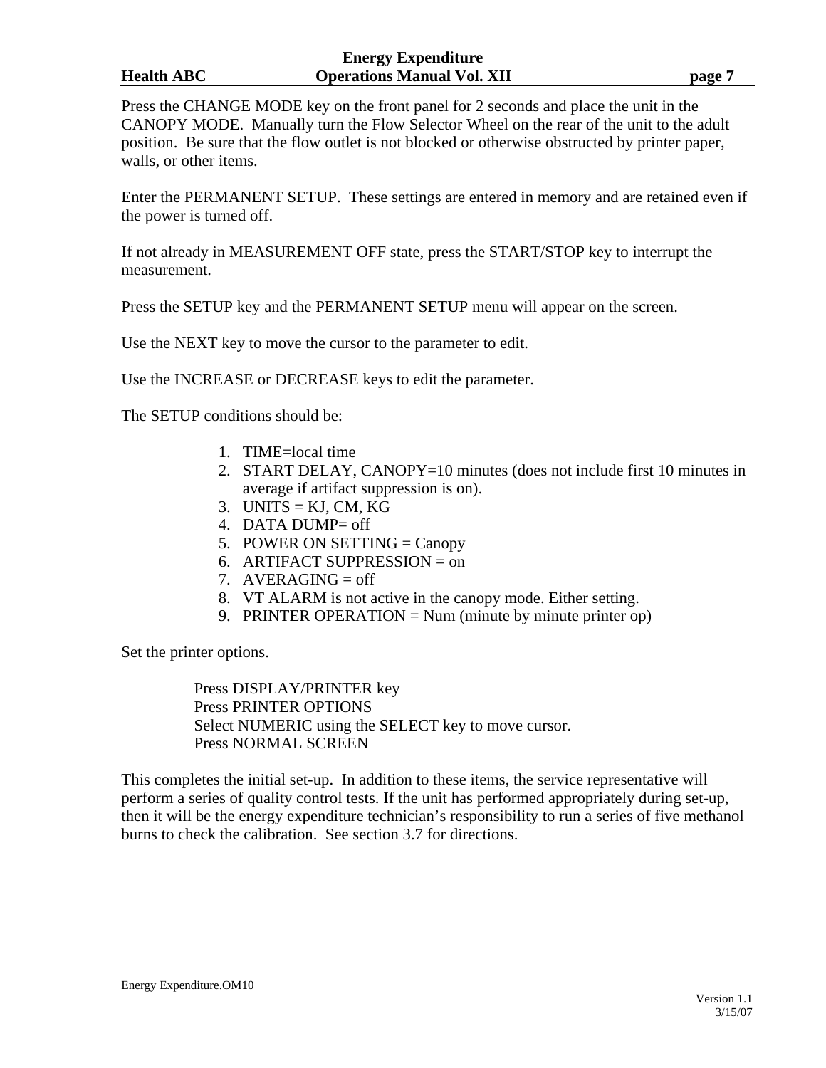Press the CHANGE MODE key on the front panel for 2 seconds and place the unit in the CANOPY MODE. Manually turn the Flow Selector Wheel on the rear of the unit to the adult position. Be sure that the flow outlet is not blocked or otherwise obstructed by printer paper, walls, or other items.

Enter the PERMANENT SETUP. These settings are entered in memory and are retained even if the power is turned off.

If not already in MEASUREMENT OFF state, press the START/STOP key to interrupt the measurement.

Press the SETUP key and the PERMANENT SETUP menu will appear on the screen.

Use the NEXT key to move the cursor to the parameter to edit.

Use the INCREASE or DECREASE keys to edit the parameter.

The SETUP conditions should be:

1. TIME=local time
2. START DELAY, CANOPY=10 minutes (does not include first 10 minutes in average if artifact suppression is on).
3. UNITS = KJ, CM, KG
4. DATA DUMP= off
5. POWER ON SETTING = Canopy
6. ARTIFACT SUPPRESSION = on
7. AVERAGING = off
8. VT ALARM is not active in the canopy mode. Either setting.
9. PRINTER OPERATION = Num (minute by minute printer op)

Set the printer options.

Press DISPLAY/PRINTER key
Press PRINTER OPTIONS
Select NUMERIC using the SELECT key to move cursor.
Press NORMAL SCREEN

This completes the initial set-up. In addition to these items, the service representative will perform a series of quality control tests. If the unit has performed appropriately during set-up, then it will be the energy expenditure technician's responsibility to run a series of five methanol burns to check the calibration. See section 3.7 for directions.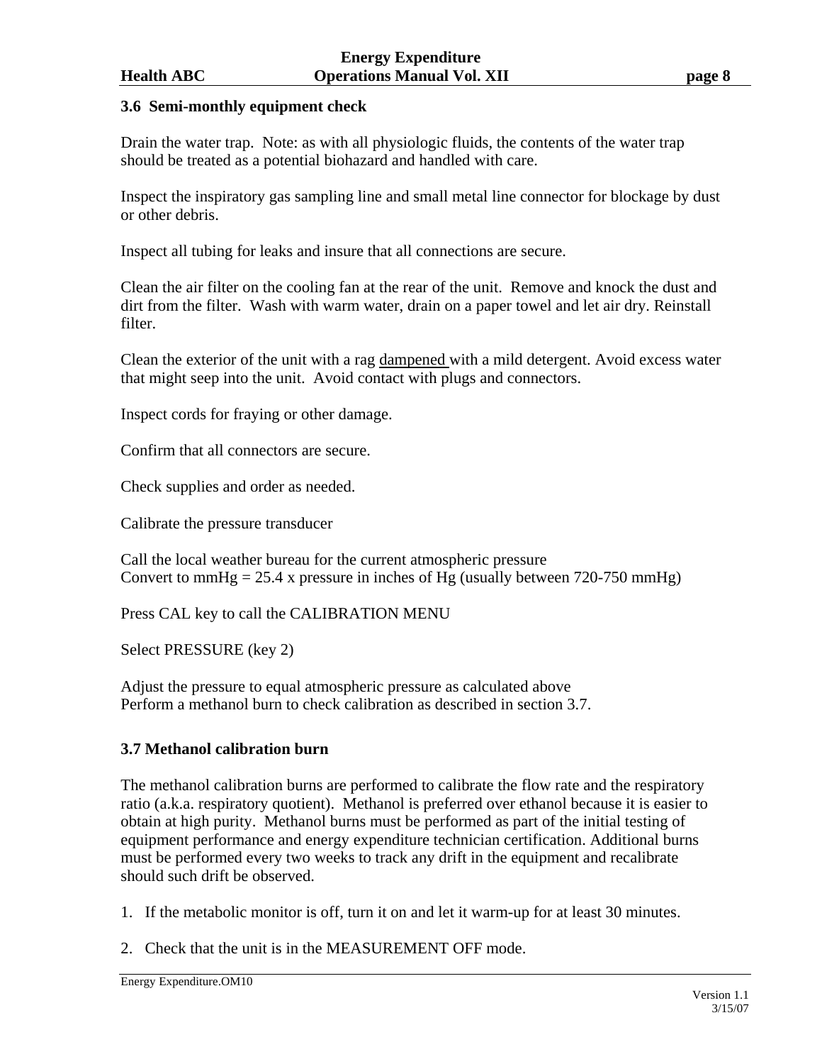### 3.6 Semi-monthly equipment check

Drain the water trap. Note: as with all physiologic fluids, the contents of the water trap should be treated as a potential biohazard and handled with care.

Inspect the inspiratory gas sampling line and small metal line connector for blockage by dust or other debris.

Inspect all tubing for leaks and insure that all connections are secure.

Clean the air filter on the cooling fan at the rear of the unit. Remove and knock the dust and dirt from the filter. Wash with warm water, drain on a paper towel and let air dry. Reinstall filter.

Clean the exterior of the unit with a rag <u>dampened</u> with a mild detergent. Avoid excess water that might seep into the unit. Avoid contact with plugs and connectors.

Inspect cords for fraying or other damage.

Confirm that all connectors are secure.

Check supplies and order as needed.

Calibrate the pressure transducer

Call the local weather bureau for the current atmospheric pressure
Convert to mmHg = 25.4 x pressure in inches of Hg (usually between 720-750 mmHg)

Press CAL key to call the CALIBRATION MENU

Select PRESSURE (key 2)

Adjust the pressure to equal atmospheric pressure as calculated above
Perform a methanol burn to check calibration as described in section 3.7.

### 3.7 Methanol calibration burn

The methanol calibration burns are performed to calibrate the flow rate and the respiratory ratio (a.k.a. respiratory quotient). Methanol is preferred over ethanol because it is easier to obtain at high purity. Methanol burns must be performed as part of the initial testing of equipment performance and energy expenditure technician certification. Additional burns must be performed every two weeks to track any drift in the equipment and recalibrate should such drift be observed.

1. If the metabolic monitor is off, turn it on and let it warm-up for at least 30 minutes.

2. Check that the unit is in the MEASUREMENT OFF mode.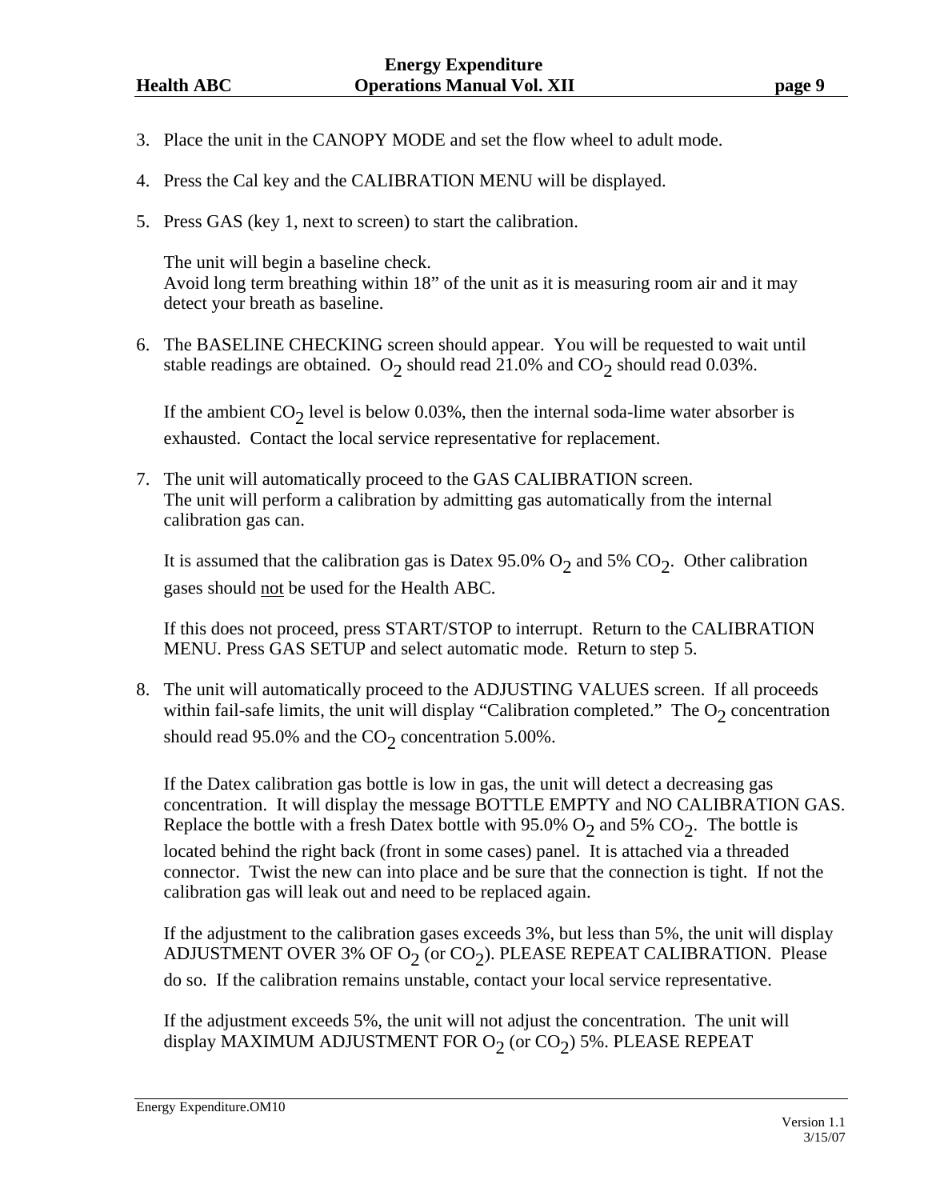3. Place the unit in the CANOPY MODE and set the flow wheel to adult mode.

4. Press the Cal key and the CALIBRATION MENU will be displayed.

5. Press GAS (key 1, next to screen) to start the calibration.

   The unit will begin a baseline check.
   Avoid long term breathing within 18" of the unit as it is measuring room air and it may detect your breath as baseline.

6. The BASELINE CHECKING screen should appear. You will be requested to wait until stable readings are obtained. $O_2$ should read 21.0% and $CO_2$ should read 0.03%.

   If the ambient $CO_2$ level is below 0.03%, then the internal soda-lime water absorber is exhausted. Contact the local service representative for replacement.

7. The unit will automatically proceed to the GAS CALIBRATION screen.
   The unit will perform a calibration by admitting gas automatically from the internal calibration gas can.

   It is assumed that the calibration gas is Datex 95.0% $O_2$ and 5% $CO_2$. Other calibration gases should not be used for the Health ABC.

   If this does not proceed, press START/STOP to interrupt. Return to the CALIBRATION MENU. Press GAS SETUP and select automatic mode. Return to step 5.

8. The unit will automatically proceed to the ADJUSTING VALUES screen. If all proceeds within fail-safe limits, the unit will display "Calibration completed." The $O_2$ concentration should read 95.0% and the $CO_2$ concentration 5.00%.

   If the Datex calibration gas bottle is low in gas, the unit will detect a decreasing gas concentration. It will display the message BOTTLE EMPTY and NO CALIBRATION GAS. Replace the bottle with a fresh Datex bottle with 95.0% $O_2$ and 5% $CO_2$. The bottle is located behind the right back (front in some cases) panel. It is attached via a threaded connector. Twist the new can into place and be sure that the connection is tight. If not the calibration gas will leak out and need to be replaced again.

   If the adjustment to the calibration gases exceeds 3%, but less than 5%, the unit will display ADJUSTMENT OVER 3% OF $O_2$ (or $CO_2$). PLEASE REPEAT CALIBRATION. Please do so. If the calibration remains unstable, contact your local service representative.

   If the adjustment exceeds 5%, the unit will not adjust the concentration. The unit will display MAXIMUM ADJUSTMENT FOR $O_2$ (or $CO_2$) 5%. PLEASE REPEAT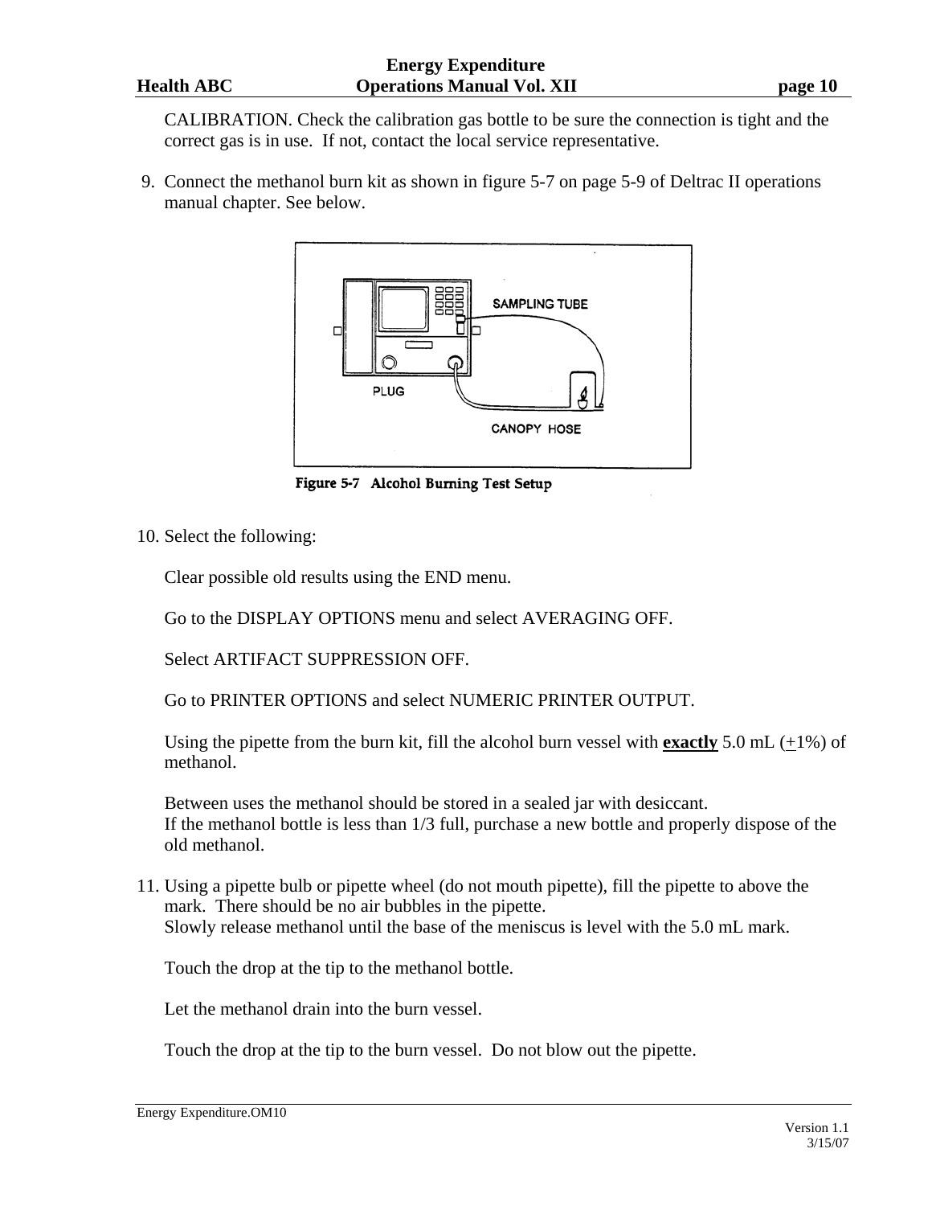CALIBRATION. Check the calibration gas bottle to be sure the connection is tight and the correct gas is in use. If not, contact the local service representative.

9. Connect the methanol burn kit as shown in figure 5-7 on page 5-9 of Deltrac II operations manual chapter. See below.

**Figure 5-7 Alcohol Burning Test Setup**

10. Select the following:

    Clear possible old results using the END menu.

    Go to the DISPLAY OPTIONS menu and select AVERAGING OFF.

    Select ARTIFACT SUPPRESSION OFF.

    Go to PRINTER OPTIONS and select NUMERIC PRINTER OUTPUT.

    Using the pipette from the burn kit, fill the alcohol burn vessel with **exactly** 5.0 mL (+1%) of methanol.

    Between uses the methanol should be stored in a sealed jar with desiccant.
    If the methanol bottle is less than 1/3 full, purchase a new bottle and properly dispose of the old methanol.

11. Using a pipette bulb or pipette wheel (do not mouth pipette), fill the pipette to above the mark. There should be no air bubbles in the pipette.
    Slowly release methanol until the base of the meniscus is level with the 5.0 mL mark.

    Touch the drop at the tip to the methanol bottle.

    Let the methanol drain into the burn vessel.

    Touch the drop at the tip to the burn vessel. Do not blow out the pipette.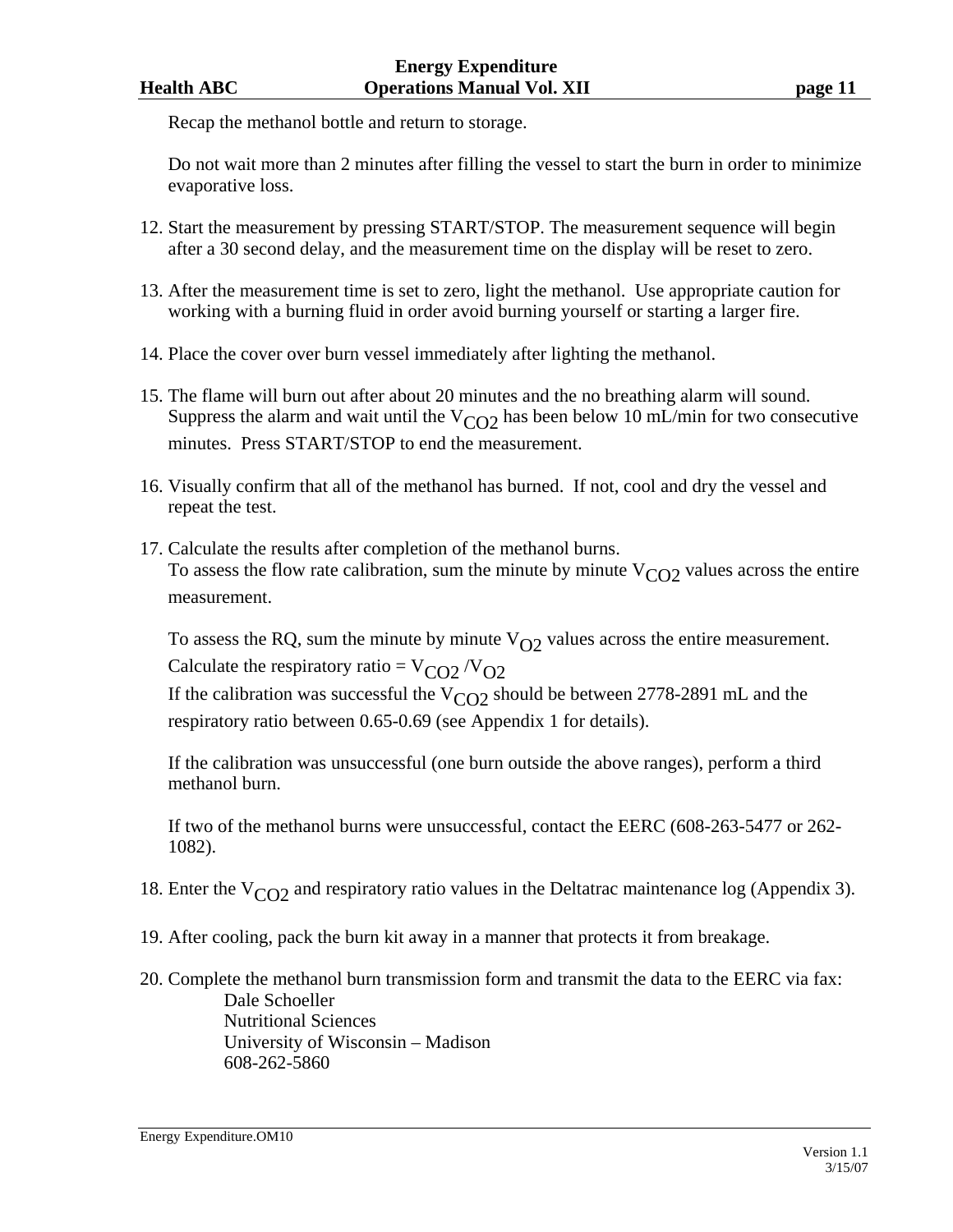Recap the methanol bottle and return to storage.

Do not wait more than 2 minutes after filling the vessel to start the burn in order to minimize evaporative loss.

12. Start the measurement by pressing START/STOP. The measurement sequence will begin after a 30 second delay, and the measurement time on the display will be reset to zero.

13. After the measurement time is set to zero, light the methanol. Use appropriate caution for working with a burning fluid in order avoid burning yourself or starting a larger fire.

14. Place the cover over burn vessel immediately after lighting the methanol.

15. The flame will burn out after about 20 minutes and the no breathing alarm will sound. Suppress the alarm and wait until the $V_{CO2}$ has been below 10 mL/min for two consecutive minutes. Press START/STOP to end the measurement.

16. Visually confirm that all of the methanol has burned. If not, cool and dry the vessel and repeat the test.

17. Calculate the results after completion of the methanol burns.
    To assess the flow rate calibration, sum the minute by minute $V_{CO2}$ values across the entire measurement.

    To assess the RQ, sum the minute by minute $V_{O2}$ values across the entire measurement.
    Calculate the respiratory ratio = $V_{CO2}/V_{O2}$
    If the calibration was successful the $V_{CO2}$ should be between 2778-2891 mL and the respiratory ratio between 0.65-0.69 (see Appendix 1 for details).

    If the calibration was unsuccessful (one burn outside the above ranges), perform a third methanol burn.

    If two of the methanol burns were unsuccessful, contact the EERC (608-263-5477 or 262-1082).

18. Enter the $V_{CO2}$ and respiratory ratio values in the Deltatrac maintenance log (Appendix 3).

19. After cooling, pack the burn kit away in a manner that protects it from breakage.

20. Complete the methanol burn transmission form and transmit the data to the EERC via fax:
    Dale Schoeller
    Nutritional Sciences
    University of Wisconsin – Madison
    608-262-5860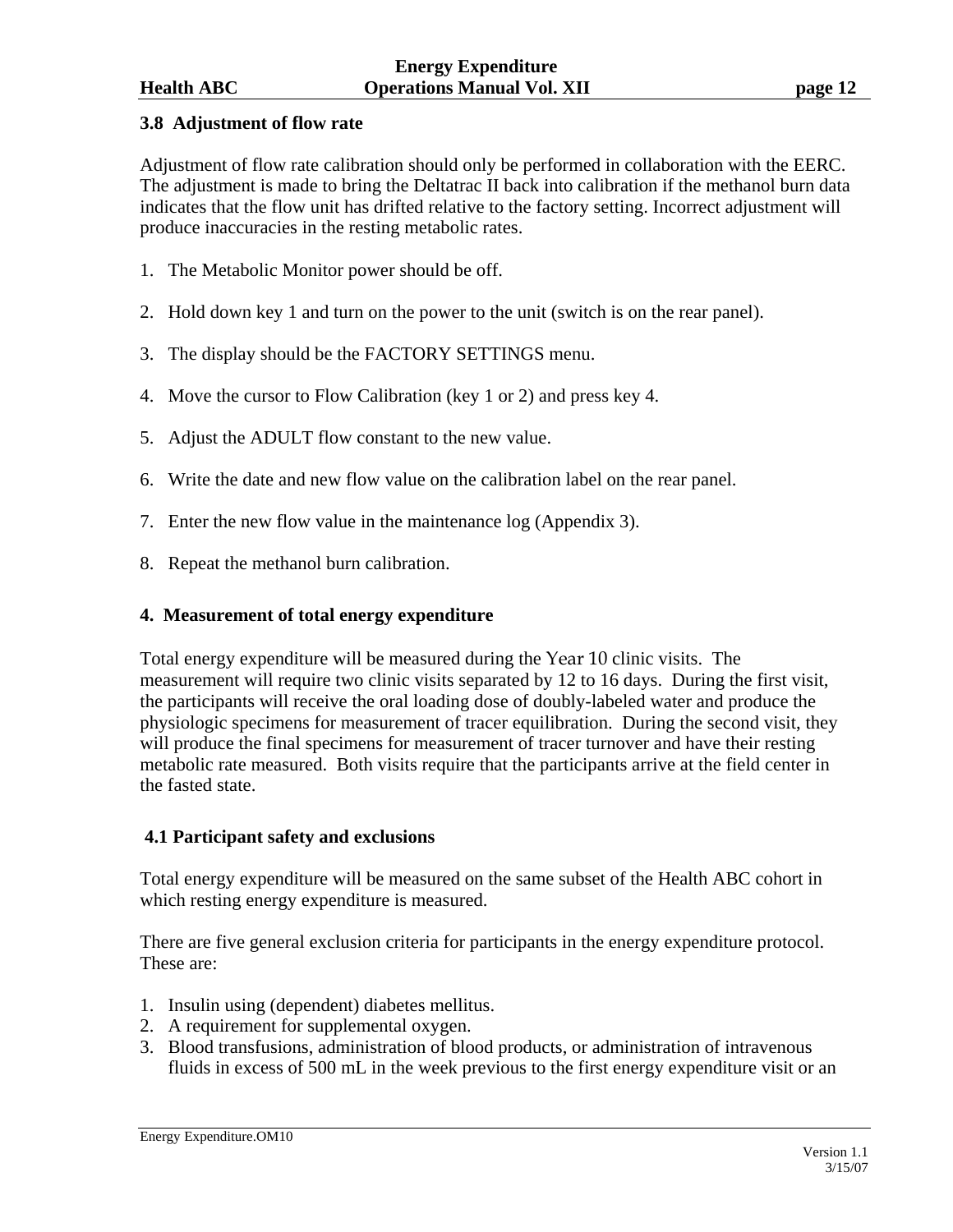### 3.8 Adjustment of flow rate

Adjustment of flow rate calibration should only be performed in collaboration with the EERC. The adjustment is made to bring the Deltatrac II back into calibration if the methanol burn data indicates that the flow unit has drifted relative to the factory setting. Incorrect adjustment will produce inaccuracies in the resting metabolic rates.

1. The Metabolic Monitor power should be off.

2. Hold down key 1 and turn on the power to the unit (switch is on the rear panel).

3. The display should be the FACTORY SETTINGS menu.

4. Move the cursor to Flow Calibration (key 1 or 2) and press key 4.

5. Adjust the ADULT flow constant to the new value.

6. Write the date and new flow value on the calibration label on the rear panel.

7. Enter the new flow value in the maintenance log (Appendix 3).

8. Repeat the methanol burn calibration.

## 4. Measurement of total energy expenditure

Total energy expenditure will be measured during the Year 10 clinic visits. The measurement will require two clinic visits separated by 12 to 16 days. During the first visit, the participants will receive the oral loading dose of doubly-labeled water and produce the physiologic specimens for measurement of tracer equilibration. During the second visit, they will produce the final specimens for measurement of tracer turnover and have their resting metabolic rate measured. Both visits require that the participants arrive at the field center in the fasted state.

### 4.1 Participant safety and exclusions

Total energy expenditure will be measured on the same subset of the Health ABC cohort in which resting energy expenditure is measured.

There are five general exclusion criteria for participants in the energy expenditure protocol. These are:

1. Insulin using (dependent) diabetes mellitus.
2. A requirement for supplemental oxygen.
3. Blood transfusions, administration of blood products, or administration of intravenous fluids in excess of 500 mL in the week previous to the first energy expenditure visit or an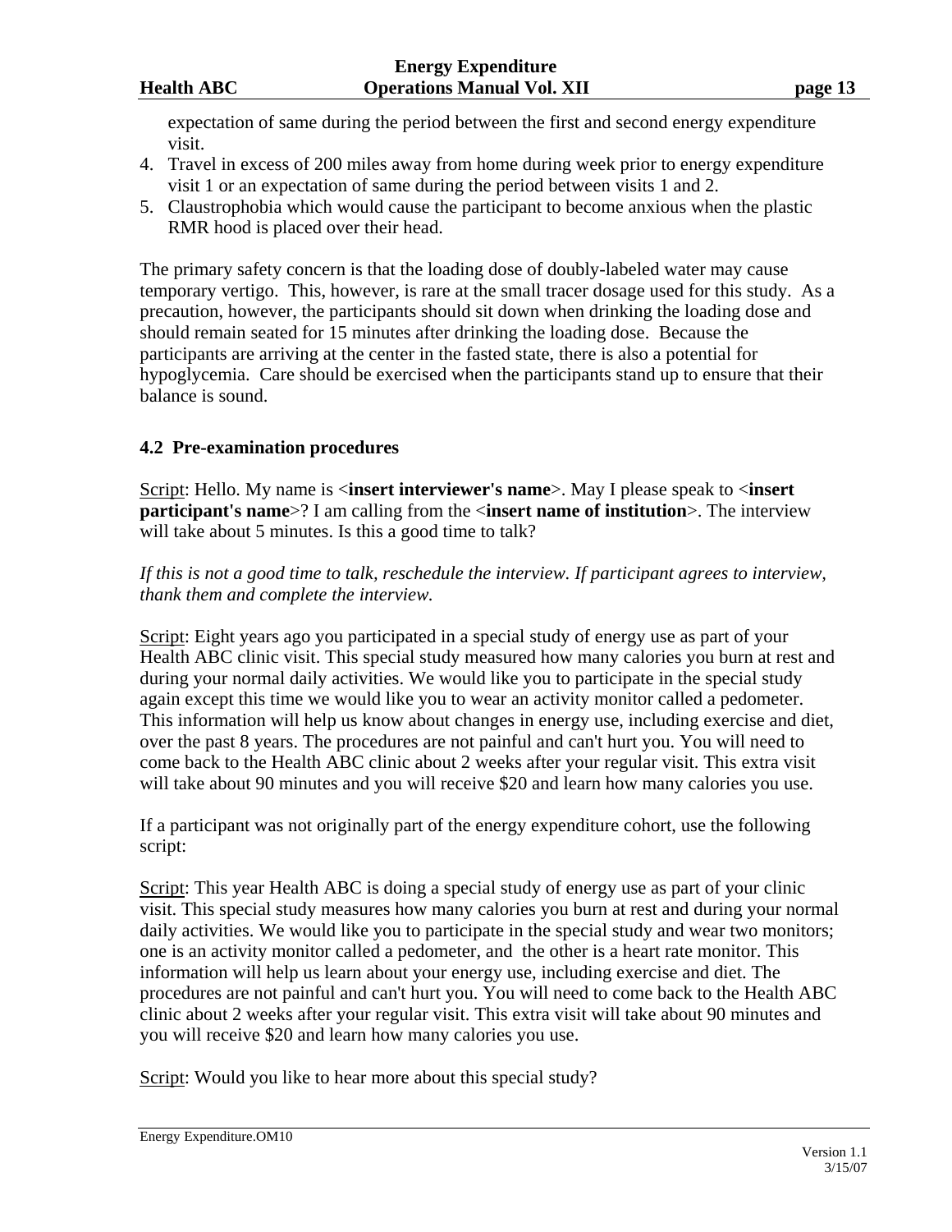expectation of same during the period between the first and second energy expenditure visit.

4. Travel in excess of 200 miles away from home during week prior to energy expenditure visit 1 or an expectation of same during the period between visits 1 and 2.
5. Claustrophobia which would cause the participant to become anxious when the plastic RMR hood is placed over their head.

The primary safety concern is that the loading dose of doubly-labeled water may cause temporary vertigo. This, however, is rare at the small tracer dosage used for this study. As a precaution, however, the participants should sit down when drinking the loading dose and should remain seated for 15 minutes after drinking the loading dose. Because the participants are arriving at the center in the fasted state, there is also a potential for hypoglycemia. Care should be exercised when the participants stand up to ensure that their balance is sound.

### 4.2 Pre-examination procedures

Script: Hello. My name is <**insert interviewer's name**>. May I please speak to <**insert participant's name**>? I am calling from the <**insert name of institution**>. The interview will take about 5 minutes. Is this a good time to talk?

*If this is not a good time to talk, reschedule the interview. If participant agrees to interview, thank them and complete the interview.*

Script: Eight years ago you participated in a special study of energy use as part of your Health ABC clinic visit. This special study measured how many calories you burn at rest and during your normal daily activities. We would like you to participate in the special study again except this time we would like you to wear an activity monitor called a pedometer. This information will help us know about changes in energy use, including exercise and diet, over the past 8 years. The procedures are not painful and can't hurt you. You will need to come back to the Health ABC clinic about 2 weeks after your regular visit. This extra visit will take about 90 minutes and you will receive $20 and learn how many calories you use.

If a participant was not originally part of the energy expenditure cohort, use the following script:

Script: This year Health ABC is doing a special study of energy use as part of your clinic visit. This special study measures how many calories you burn at rest and during your normal daily activities. We would like you to participate in the special study and wear two monitors; one is an activity monitor called a pedometer, and the other is a heart rate monitor. This information will help us learn about your energy use, including exercise and diet. The procedures are not painful and can't hurt you. You will need to come back to the Health ABC clinic about 2 weeks after your regular visit. This extra visit will take about 90 minutes and you will receive $20 and learn how many calories you use.

Script: Would you like to hear more about this special study?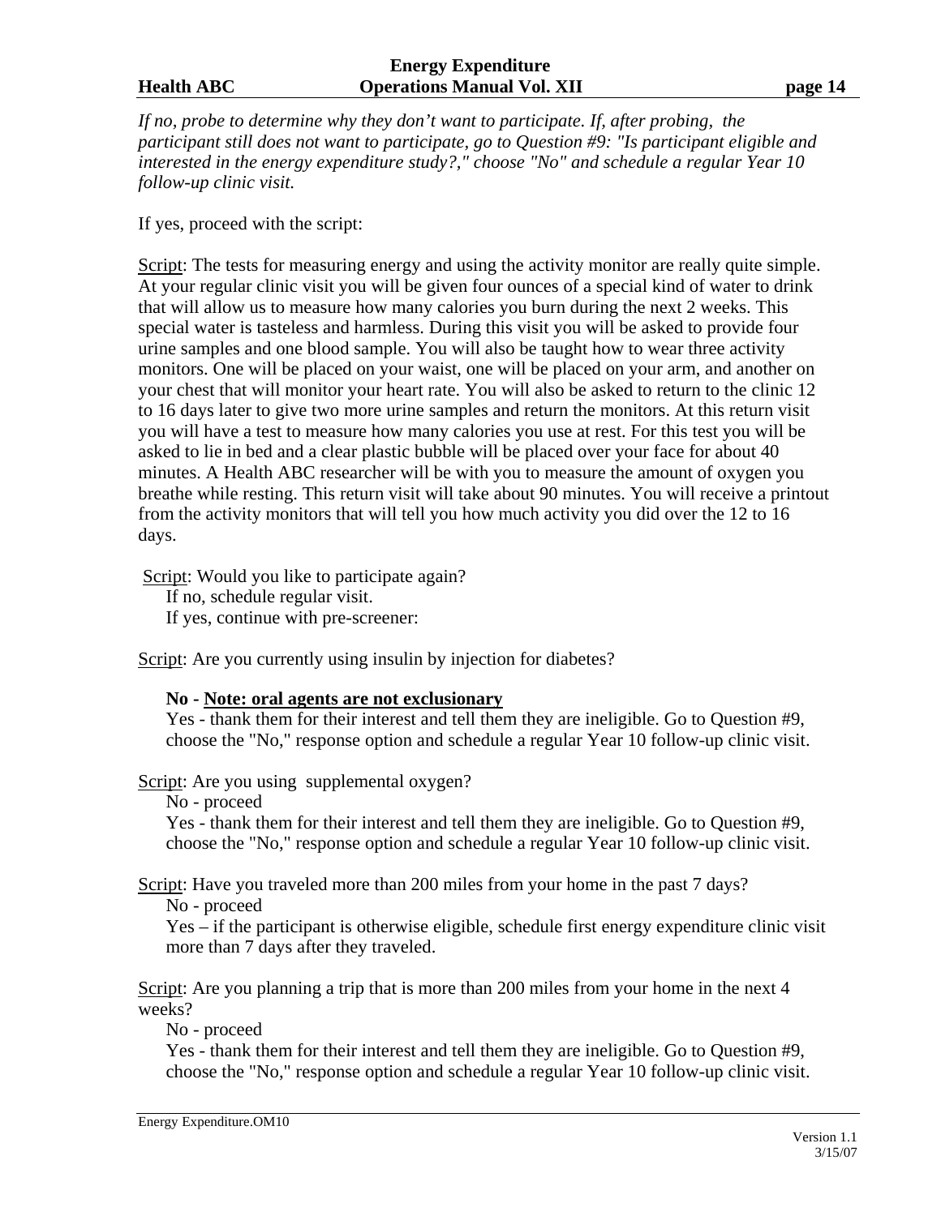*If no, probe to determine why they don't want to participate. If, after probing, the participant still does not want to participate, go to Question #9: "Is participant eligible and interested in the energy expenditure study?," choose "No" and schedule a regular Year 10 follow-up clinic visit.*

If yes, proceed with the script:

Script: The tests for measuring energy and using the activity monitor are really quite simple. At your regular clinic visit you will be given four ounces of a special kind of water to drink that will allow us to measure how many calories you burn during the next 2 weeks. This special water is tasteless and harmless. During this visit you will be asked to provide four urine samples and one blood sample. You will also be taught how to wear three activity monitors. One will be placed on your waist, one will be placed on your arm, and another on your chest that will monitor your heart rate. You will also be asked to return to the clinic 12 to 16 days later to give two more urine samples and return the monitors. At this return visit you will have a test to measure how many calories you use at rest. For this test you will be asked to lie in bed and a clear plastic bubble will be placed over your face for about 40 minutes. A Health ABC researcher will be with you to measure the amount of oxygen you breathe while resting. This return visit will take about 90 minutes. You will receive a printout from the activity monitors that will tell you how much activity you did over the 12 to 16 days.

Script: Would you like to participate again?
 If no, schedule regular visit.
 If yes, continue with pre-screener:

Script: Are you currently using insulin by injection for diabetes?

 **No - Note: oral agents are not exclusionary**
 Yes - thank them for their interest and tell them they are ineligible. Go to Question #9, choose the "No," response option and schedule a regular Year 10 follow-up clinic visit.

Script: Are you using supplemental oxygen?
 No - proceed
 Yes - thank them for their interest and tell them they are ineligible. Go to Question #9, choose the "No," response option and schedule a regular Year 10 follow-up clinic visit.

Script: Have you traveled more than 200 miles from your home in the past 7 days?
 No - proceed
 Yes – if the participant is otherwise eligible, schedule first energy expenditure clinic visit more than 7 days after they traveled.

Script: Are you planning a trip that is more than 200 miles from your home in the next 4 weeks?
 No - proceed
 Yes - thank them for their interest and tell them they are ineligible. Go to Question #9, choose the "No," response option and schedule a regular Year 10 follow-up clinic visit.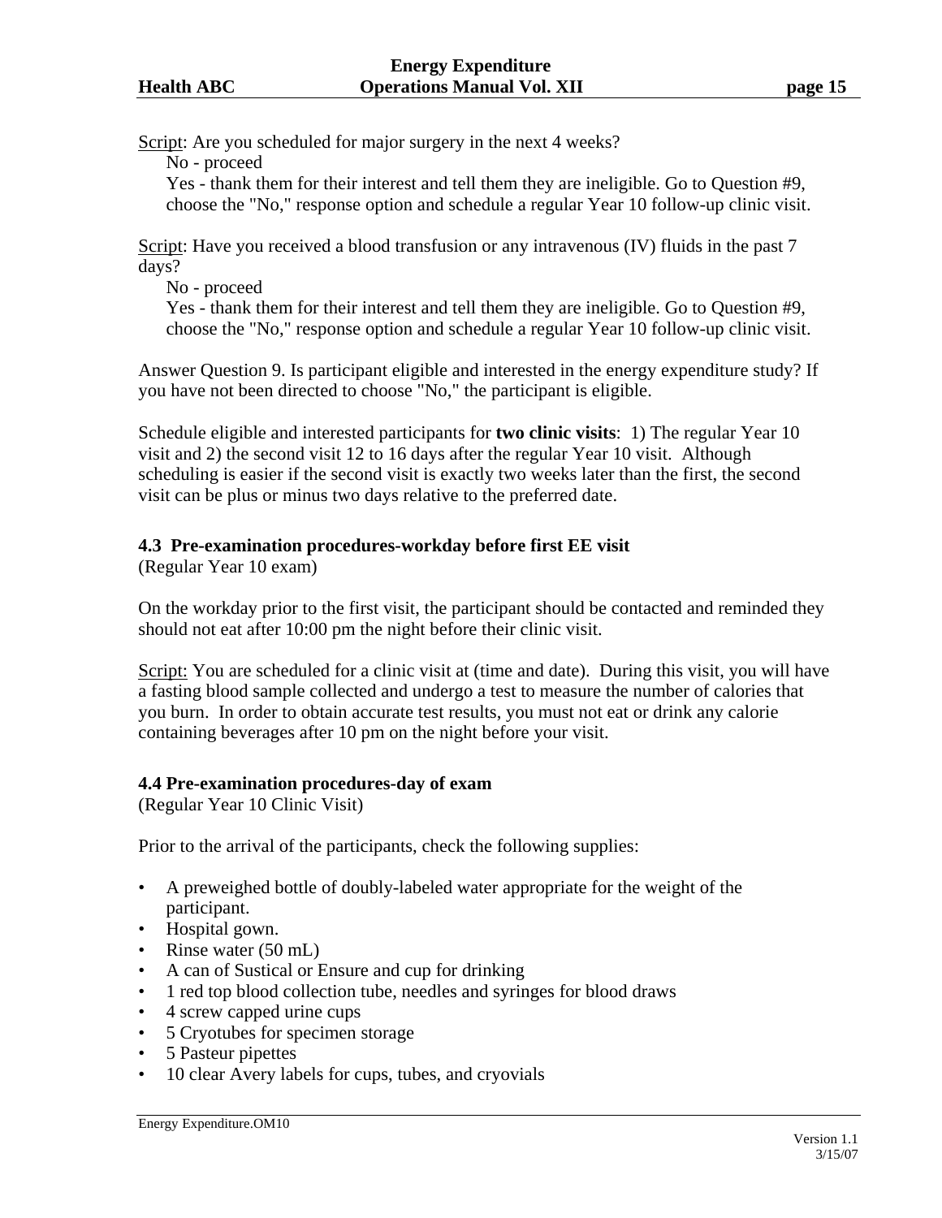Script: Are you scheduled for major surgery in the next 4 weeks?

No - proceed

Yes - thank them for their interest and tell them they are ineligible. Go to Question #9, choose the "No," response option and schedule a regular Year 10 follow-up clinic visit.

Script: Have you received a blood transfusion or any intravenous (IV) fluids in the past 7 days?

No - proceed

Yes - thank them for their interest and tell them they are ineligible. Go to Question #9, choose the "No," response option and schedule a regular Year 10 follow-up clinic visit.

Answer Question 9. Is participant eligible and interested in the energy expenditure study? If you have not been directed to choose "No," the participant is eligible.

Schedule eligible and interested participants for **two clinic visits**: 1) The regular Year 10 visit and 2) the second visit 12 to 16 days after the regular Year 10 visit. Although scheduling is easier if the second visit is exactly two weeks later than the first, the second visit can be plus or minus two days relative to the preferred date.

### 4.3 Pre-examination procedures-workday before first EE visit

(Regular Year 10 exam)

On the workday prior to the first visit, the participant should be contacted and reminded they should not eat after 10:00 pm the night before their clinic visit.

Script: You are scheduled for a clinic visit at (time and date). During this visit, you will have a fasting blood sample collected and undergo a test to measure the number of calories that you burn. In order to obtain accurate test results, you must not eat or drink any calorie containing beverages after 10 pm on the night before your visit.

### 4.4 Pre-examination procedures-day of exam

(Regular Year 10 Clinic Visit)

Prior to the arrival of the participants, check the following supplies:

- A preweighed bottle of doubly-labeled water appropriate for the weight of the participant.
- Hospital gown.
- Rinse water (50 mL)
- A can of Sustical or Ensure and cup for drinking
- 1 red top blood collection tube, needles and syringes for blood draws
- 4 screw capped urine cups
- 5 Cryotubes for specimen storage
- 5 Pasteur pipettes
- 10 clear Avery labels for cups, tubes, and cryovials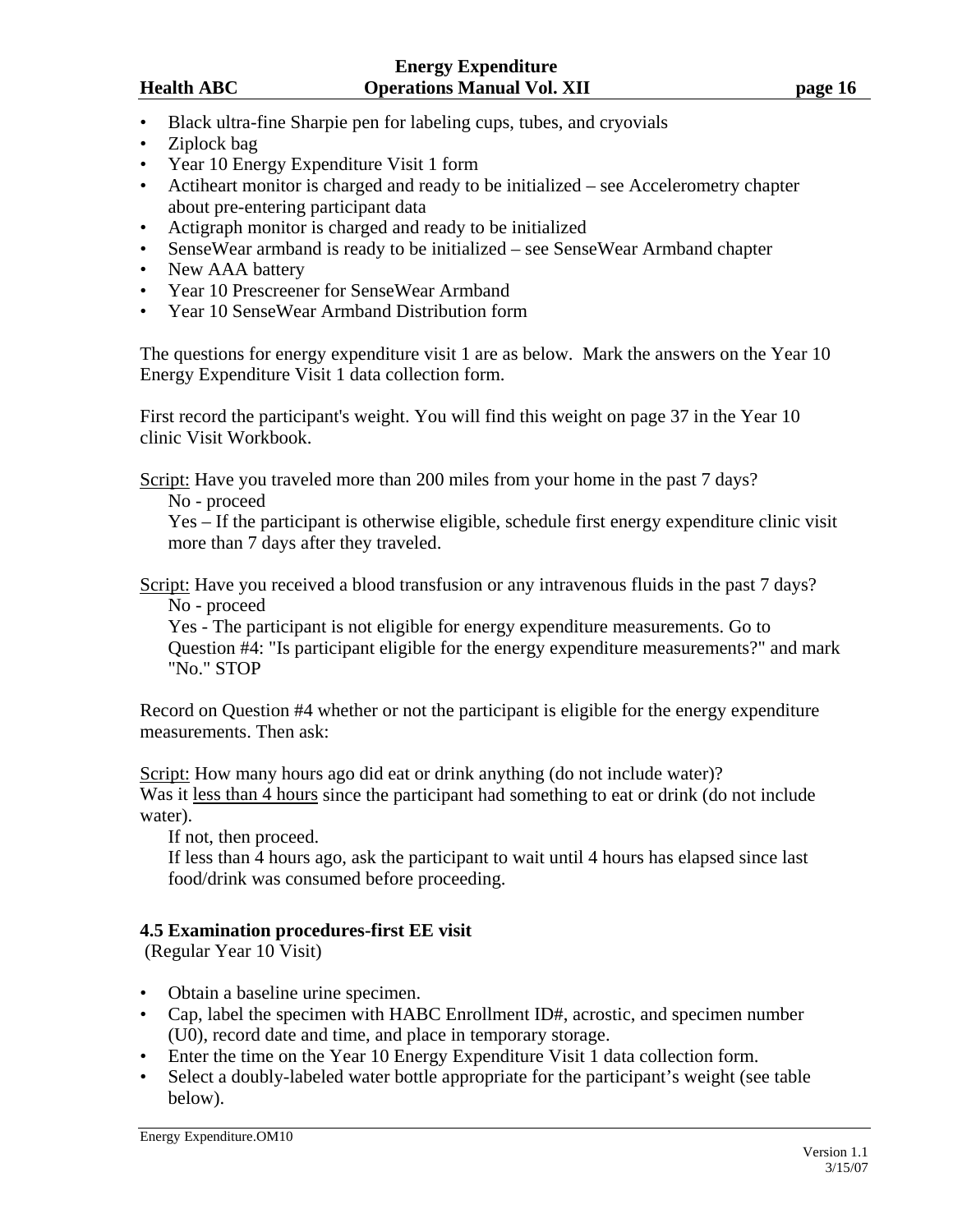- Black ultra-fine Sharpie pen for labeling cups, tubes, and cryovials
- Ziplock bag
- Year 10 Energy Expenditure Visit 1 form
- Actiheart monitor is charged and ready to be initialized – see Accelerometry chapter about pre-entering participant data
- Actigraph monitor is charged and ready to be initialized
- SenseWear armband is ready to be initialized – see SenseWear Armband chapter
- New AAA battery
- Year 10 Prescreener for SenseWear Armband
- Year 10 SenseWear Armband Distribution form

The questions for energy expenditure visit 1 are as below. Mark the answers on the Year 10 Energy Expenditure Visit 1 data collection form.

First record the participant's weight. You will find this weight on page 37 in the Year 10 clinic Visit Workbook.

<u>Script:</u> Have you traveled more than 200 miles from your home in the past 7 days?

No - proceed

Yes – If the participant is otherwise eligible, schedule first energy expenditure clinic visit more than 7 days after they traveled.

<u>Script:</u> Have you received a blood transfusion or any intravenous fluids in the past 7 days?

No - proceed

Yes - The participant is not eligible for energy expenditure measurements. Go to Question #4: "Is participant eligible for the energy expenditure measurements?" and mark "No." STOP

Record on Question #4 whether or not the participant is eligible for the energy expenditure measurements. Then ask:

<u>Script:</u> How many hours ago did eat or drink anything (do not include water)?
Was it <u>less than 4 hours</u> since the participant had something to eat or drink (do not include water).

If not, then proceed.

If less than 4 hours ago, ask the participant to wait until 4 hours has elapsed since last food/drink was consumed before proceeding.

### 4.5 Examination procedures-first EE visit

(Regular Year 10 Visit)

- Obtain a baseline urine specimen.
- Cap, label the specimen with HABC Enrollment ID#, acrostic, and specimen number (U0), record date and time, and place in temporary storage.
- Enter the time on the Year 10 Energy Expenditure Visit 1 data collection form.
- Select a doubly-labeled water bottle appropriate for the participant's weight (see table below).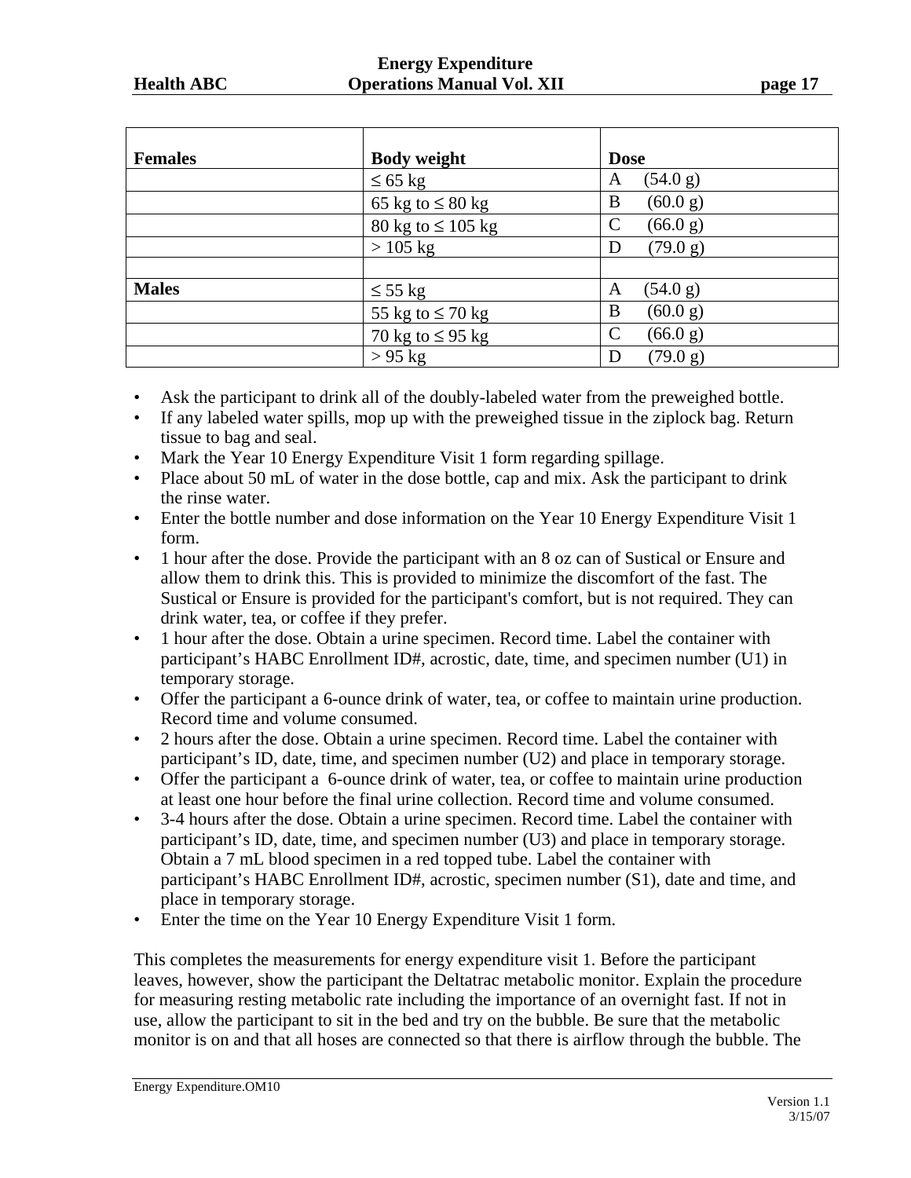| Females | Body weight | Dose |
|---|---|---|
| | ≤ 65 kg | A (54.0 g) |
| | 65 kg to ≤ 80 kg | B (60.0 g) |
| | 80 kg to ≤ 105 kg | C (66.0 g) |
| | > 105 kg | D (79.0 g) |
| | | |
| **Males** | ≤ 55 kg | A (54.0 g) |
| | 55 kg to ≤ 70 kg | B (60.0 g) |
| | 70 kg to ≤ 95 kg | C (66.0 g) |
| | > 95 kg | D (79.0 g) |

- Ask the participant to drink all of the doubly-labeled water from the preweighed bottle.
- If any labeled water spills, mop up with the preweighed tissue in the ziplock bag. Return tissue to bag and seal.
- Mark the Year 10 Energy Expenditure Visit 1 form regarding spillage.
- Place about 50 mL of water in the dose bottle, cap and mix. Ask the participant to drink the rinse water.
- Enter the bottle number and dose information on the Year 10 Energy Expenditure Visit 1 form.
- 1 hour after the dose. Provide the participant with an 8 oz can of Sustical or Ensure and allow them to drink this. This is provided to minimize the discomfort of the fast. The Sustical or Ensure is provided for the participant's comfort, but is not required. They can drink water, tea, or coffee if they prefer.
- 1 hour after the dose. Obtain a urine specimen. Record time. Label the container with participant's HABC Enrollment ID#, acrostic, date, time, and specimen number (U1) in temporary storage.
- Offer the participant a 6-ounce drink of water, tea, or coffee to maintain urine production. Record time and volume consumed.
- 2 hours after the dose. Obtain a urine specimen. Record time. Label the container with participant's ID, date, time, and specimen number (U2) and place in temporary storage.
- Offer the participant a 6-ounce drink of water, tea, or coffee to maintain urine production at least one hour before the final urine collection. Record time and volume consumed.
- 3-4 hours after the dose. Obtain a urine specimen. Record time. Label the container with participant's ID, date, time, and specimen number (U3) and place in temporary storage. Obtain a 7 mL blood specimen in a red topped tube. Label the container with participant's HABC Enrollment ID#, acrostic, specimen number (S1), date and time, and place in temporary storage.
- Enter the time on the Year 10 Energy Expenditure Visit 1 form.

This completes the measurements for energy expenditure visit 1. Before the participant leaves, however, show the participant the Deltatrac metabolic monitor. Explain the procedure for measuring resting metabolic rate including the importance of an overnight fast. If not in use, allow the participant to sit in the bed and try on the bubble. Be sure that the metabolic monitor is on and that all hoses are connected so that there is airflow through the bubble. The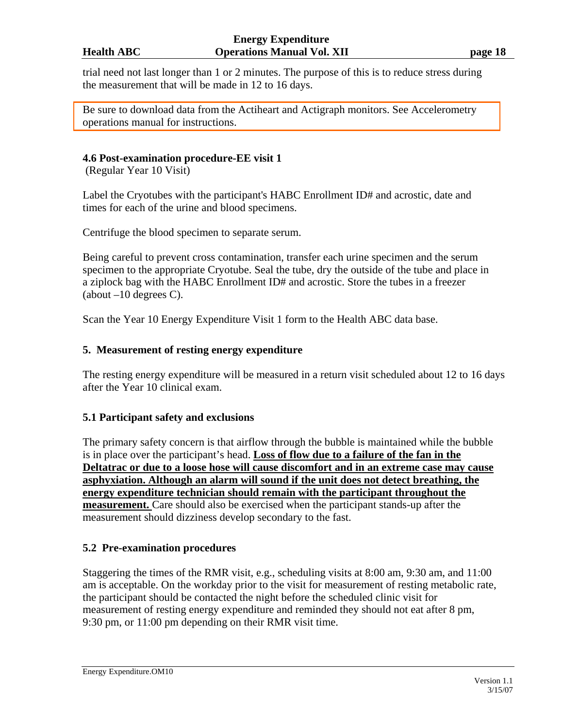trial need not last longer than 1 or 2 minutes. The purpose of this is to reduce stress during the measurement that will be made in 12 to 16 days.

Be sure to download data from the Actiheart and Actigraph monitors. See Accelerometry operations manual for instructions.

### 4.6 Post-examination procedure-EE visit 1

(Regular Year 10 Visit)

Label the Cryotubes with the participant's HABC Enrollment ID# and acrostic, date and times for each of the urine and blood specimens.

Centrifuge the blood specimen to separate serum.

Being careful to prevent cross contamination, transfer each urine specimen and the serum specimen to the appropriate Cryotube. Seal the tube, dry the outside of the tube and place in a ziplock bag with the HABC Enrollment ID# and acrostic. Store the tubes in a freezer (about –10 degrees C).

Scan the Year 10 Energy Expenditure Visit 1 form to the Health ABC data base.

## 5. Measurement of resting energy expenditure

The resting energy expenditure will be measured in a return visit scheduled about 12 to 16 days after the Year 10 clinical exam.

### 5.1 Participant safety and exclusions

The primary safety concern is that airflow through the bubble is maintained while the bubble is in place over the participant's head. **Loss of flow due to a failure of the fan in the Deltatrac or due to a loose hose will cause discomfort and in an extreme case may cause asphyxiation. Although an alarm will sound if the unit does not detect breathing, the energy expenditure technician should remain with the participant throughout the measurement.** Care should also be exercised when the participant stands-up after the measurement should dizziness develop secondary to the fast.

### 5.2 Pre-examination procedures

Staggering the times of the RMR visit, e.g., scheduling visits at 8:00 am, 9:30 am, and 11:00 am is acceptable. On the workday prior to the visit for measurement of resting metabolic rate, the participant should be contacted the night before the scheduled clinic visit for measurement of resting energy expenditure and reminded they should not eat after 8 pm, 9:30 pm, or 11:00 pm depending on their RMR visit time.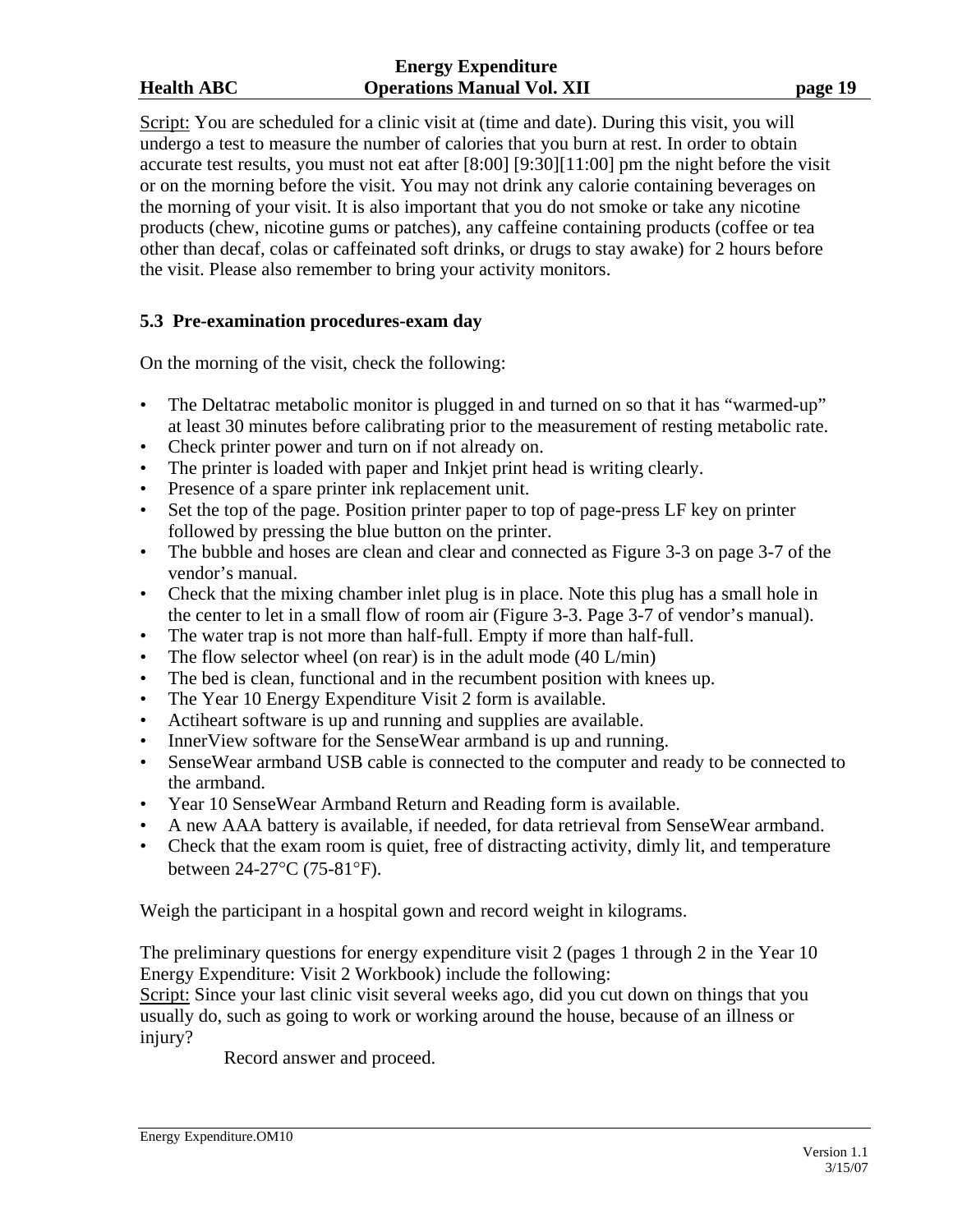Script: You are scheduled for a clinic visit at (time and date). During this visit, you will undergo a test to measure the number of calories that you burn at rest. In order to obtain accurate test results, you must not eat after [8:00] [9:30][11:00] pm the night before the visit or on the morning before the visit. You may not drink any calorie containing beverages on the morning of your visit. It is also important that you do not smoke or take any nicotine products (chew, nicotine gums or patches), any caffeine containing products (coffee or tea other than decaf, colas or caffeinated soft drinks, or drugs to stay awake) for 2 hours before the visit. Please also remember to bring your activity monitors.

### 5.3 Pre-examination procedures-exam day

On the morning of the visit, check the following:

- The Deltatrac metabolic monitor is plugged in and turned on so that it has "warmed-up" at least 30 minutes before calibrating prior to the measurement of resting metabolic rate.
- Check printer power and turn on if not already on.
- The printer is loaded with paper and Inkjet print head is writing clearly.
- Presence of a spare printer ink replacement unit.
- Set the top of the page. Position printer paper to top of page-press LF key on printer followed by pressing the blue button on the printer.
- The bubble and hoses are clean and clear and connected as Figure 3-3 on page 3-7 of the vendor's manual.
- Check that the mixing chamber inlet plug is in place. Note this plug has a small hole in the center to let in a small flow of room air (Figure 3-3. Page 3-7 of vendor's manual).
- The water trap is not more than half-full. Empty if more than half-full.
- The flow selector wheel (on rear) is in the adult mode (40 L/min)
- The bed is clean, functional and in the recumbent position with knees up.
- The Year 10 Energy Expenditure Visit 2 form is available.
- Actiheart software is up and running and supplies are available.
- InnerView software for the SenseWear armband is up and running.
- SenseWear armband USB cable is connected to the computer and ready to be connected to the armband.
- Year 10 SenseWear Armband Return and Reading form is available.
- A new AAA battery is available, if needed, for data retrieval from SenseWear armband.
- Check that the exam room is quiet, free of distracting activity, dimly lit, and temperature between 24-27°C (75-81°F).

Weigh the participant in a hospital gown and record weight in kilograms.

The preliminary questions for energy expenditure visit 2 (pages 1 through 2 in the Year 10 Energy Expenditure: Visit 2 Workbook) include the following:

Script: Since your last clinic visit several weeks ago, did you cut down on things that you usually do, such as going to work or working around the house, because of an illness or injury?

Record answer and proceed.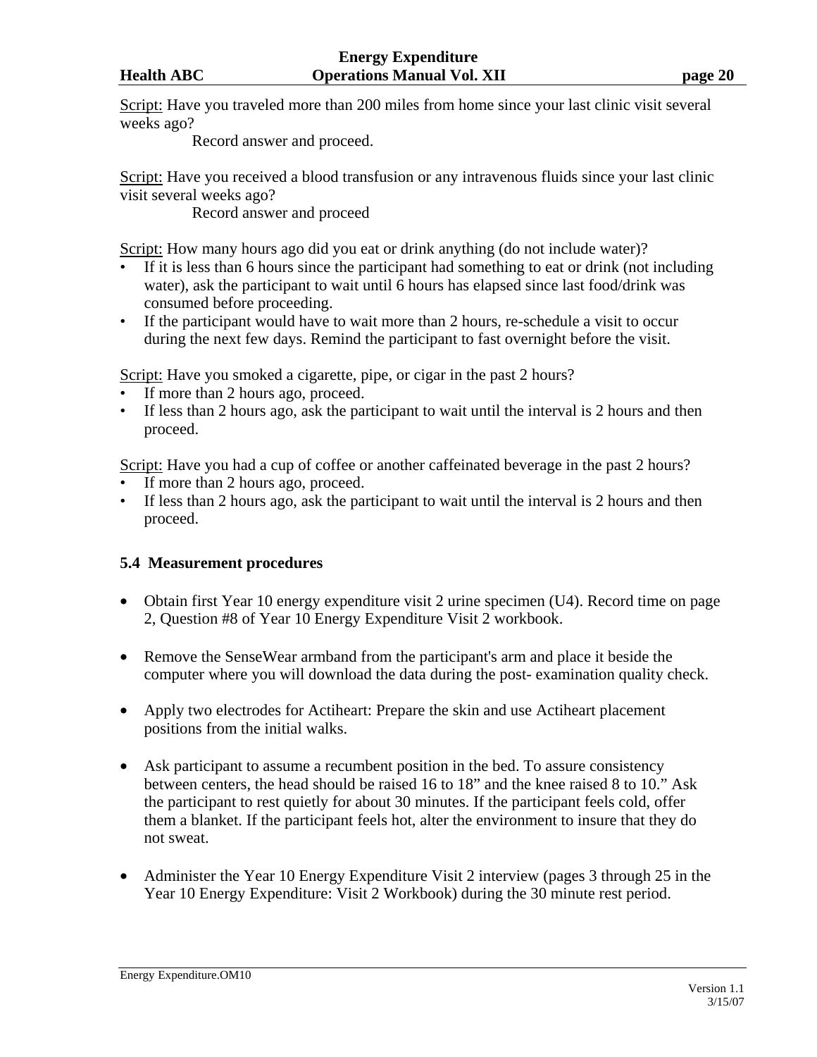Script: Have you traveled more than 200 miles from home since your last clinic visit several weeks ago?

Record answer and proceed.

Script: Have you received a blood transfusion or any intravenous fluids since your last clinic visit several weeks ago?

Record answer and proceed

Script: How many hours ago did you eat or drink anything (do not include water)?

- If it is less than 6 hours since the participant had something to eat or drink (not including water), ask the participant to wait until 6 hours has elapsed since last food/drink was consumed before proceeding.
- If the participant would have to wait more than 2 hours, re-schedule a visit to occur during the next few days. Remind the participant to fast overnight before the visit.

Script: Have you smoked a cigarette, pipe, or cigar in the past 2 hours?

- If more than 2 hours ago, proceed.
- If less than 2 hours ago, ask the participant to wait until the interval is 2 hours and then proceed.

Script: Have you had a cup of coffee or another caffeinated beverage in the past 2 hours?

- If more than 2 hours ago, proceed.
- If less than 2 hours ago, ask the participant to wait until the interval is 2 hours and then proceed.

### 5.4 Measurement procedures

- Obtain first Year 10 energy expenditure visit 2 urine specimen (U4). Record time on page 2, Question #8 of Year 10 Energy Expenditure Visit 2 workbook.
- Remove the SenseWear armband from the participant's arm and place it beside the computer where you will download the data during the post- examination quality check.
- Apply two electrodes for Actiheart: Prepare the skin and use Actiheart placement positions from the initial walks.
- Ask participant to assume a recumbent position in the bed. To assure consistency between centers, the head should be raised 16 to 18" and the knee raised 8 to 10." Ask the participant to rest quietly for about 30 minutes. If the participant feels cold, offer them a blanket. If the participant feels hot, alter the environment to insure that they do not sweat.
- Administer the Year 10 Energy Expenditure Visit 2 interview (pages 3 through 25 in the Year 10 Energy Expenditure: Visit 2 Workbook) during the 30 minute rest period.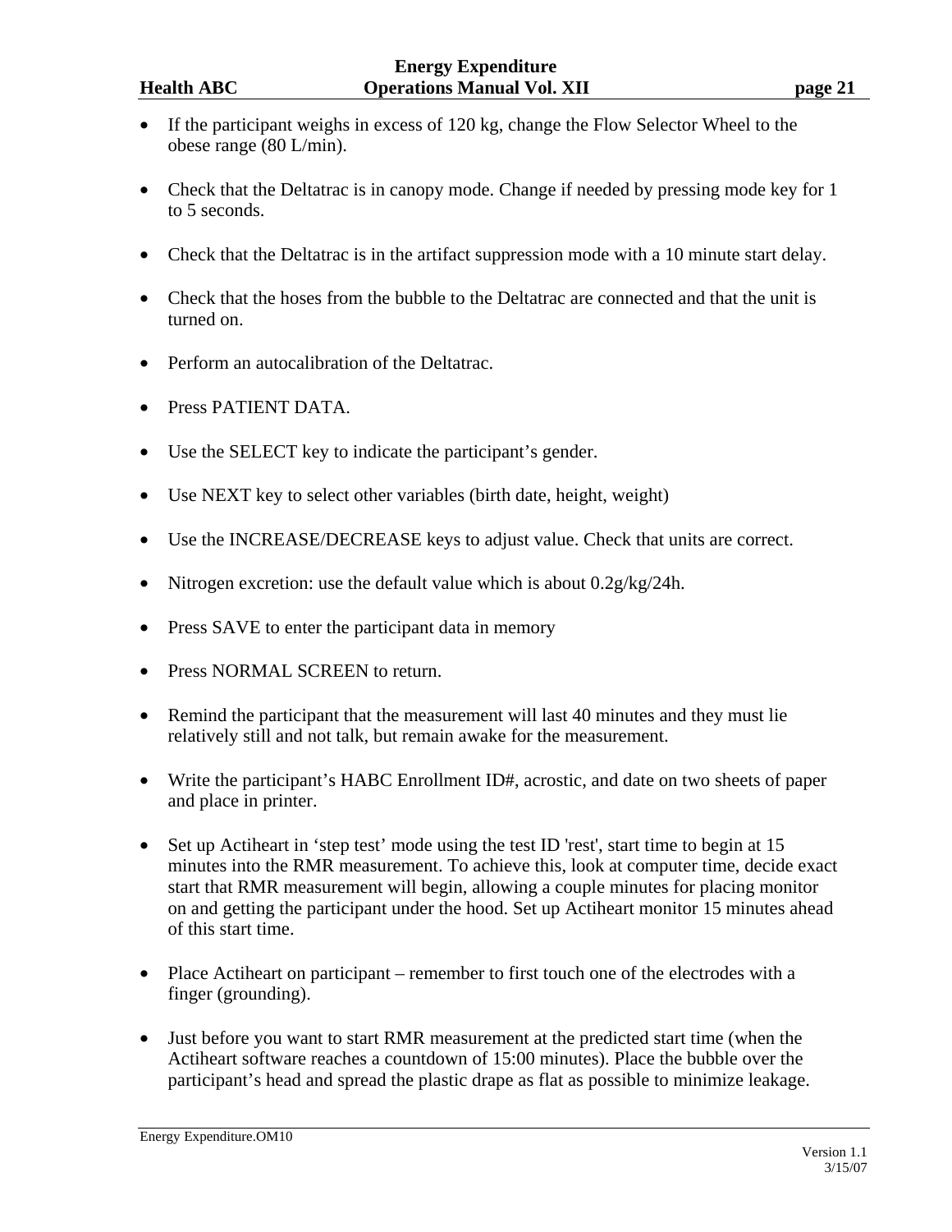- If the participant weighs in excess of 120 kg, change the Flow Selector Wheel to the obese range (80 L/min).

- Check that the Deltatrac is in canopy mode. Change if needed by pressing mode key for 1 to 5 seconds.

- Check that the Deltatrac is in the artifact suppression mode with a 10 minute start delay.

- Check that the hoses from the bubble to the Deltatrac are connected and that the unit is turned on.

- Perform an autocalibration of the Deltatrac.

- Press PATIENT DATA.

- Use the SELECT key to indicate the participant's gender.

- Use NEXT key to select other variables (birth date, height, weight)

- Use the INCREASE/DECREASE keys to adjust value. Check that units are correct.

- Nitrogen excretion: use the default value which is about 0.2g/kg/24h.

- Press SAVE to enter the participant data in memory

- Press NORMAL SCREEN to return.

- Remind the participant that the measurement will last 40 minutes and they must lie relatively still and not talk, but remain awake for the measurement.

- Write the participant's HABC Enrollment ID#, acrostic, and date on two sheets of paper and place in printer.

- Set up Actiheart in 'step test' mode using the test ID 'rest', start time to begin at 15 minutes into the RMR measurement. To achieve this, look at computer time, decide exact start that RMR measurement will begin, allowing a couple minutes for placing monitor on and getting the participant under the hood. Set up Actiheart monitor 15 minutes ahead of this start time.

- Place Actiheart on participant – remember to first touch one of the electrodes with a finger (grounding).

- Just before you want to start RMR measurement at the predicted start time (when the Actiheart software reaches a countdown of 15:00 minutes). Place the bubble over the participant's head and spread the plastic drape as flat as possible to minimize leakage.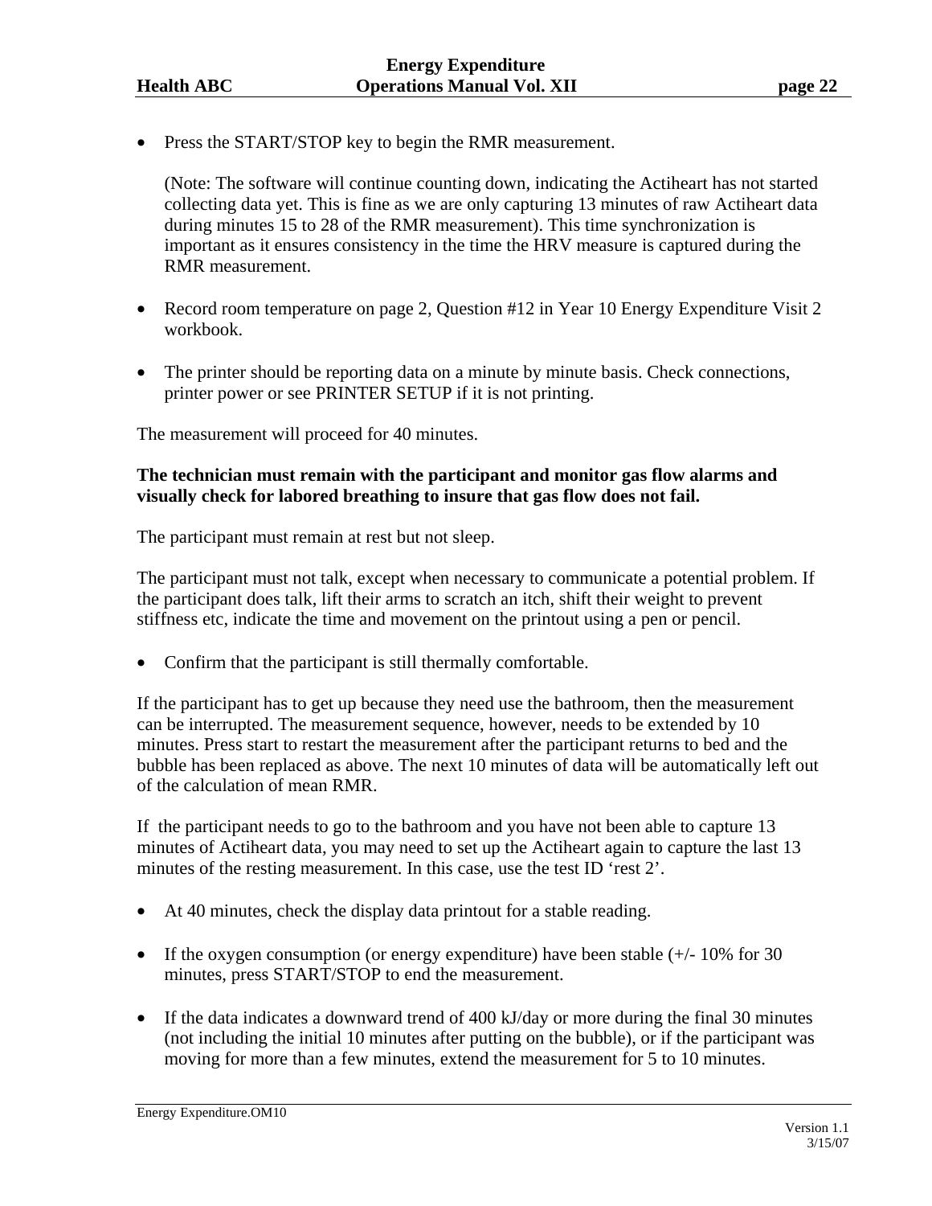- Press the START/STOP key to begin the RMR measurement.

  (Note: The software will continue counting down, indicating the Actiheart has not started collecting data yet. This is fine as we are only capturing 13 minutes of raw Actiheart data during minutes 15 to 28 of the RMR measurement). This time synchronization is important as it ensures consistency in the time the HRV measure is captured during the RMR measurement.

- Record room temperature on page 2, Question #12 in Year 10 Energy Expenditure Visit 2 workbook.

- The printer should be reporting data on a minute by minute basis. Check connections, printer power or see PRINTER SETUP if it is not printing.

The measurement will proceed for 40 minutes.

**The technician must remain with the participant and monitor gas flow alarms and visually check for labored breathing to insure that gas flow does not fail.**

The participant must remain at rest but not sleep.

The participant must not talk, except when necessary to communicate a potential problem. If the participant does talk, lift their arms to scratch an itch, shift their weight to prevent stiffness etc, indicate the time and movement on the printout using a pen or pencil.

- Confirm that the participant is still thermally comfortable.

If the participant has to get up because they need use the bathroom, then the measurement can be interrupted. The measurement sequence, however, needs to be extended by 10 minutes. Press start to restart the measurement after the participant returns to bed and the bubble has been replaced as above. The next 10 minutes of data will be automatically left out of the calculation of mean RMR.

If the participant needs to go to the bathroom and you have not been able to capture 13 minutes of Actiheart data, you may need to set up the Actiheart again to capture the last 13 minutes of the resting measurement. In this case, use the test ID 'rest 2'.

- At 40 minutes, check the display data printout for a stable reading.

- If the oxygen consumption (or energy expenditure) have been stable (+/- 10% for 30 minutes, press START/STOP to end the measurement.

- If the data indicates a downward trend of 400 kJ/day or more during the final 30 minutes (not including the initial 10 minutes after putting on the bubble), or if the participant was moving for more than a few minutes, extend the measurement for 5 to 10 minutes.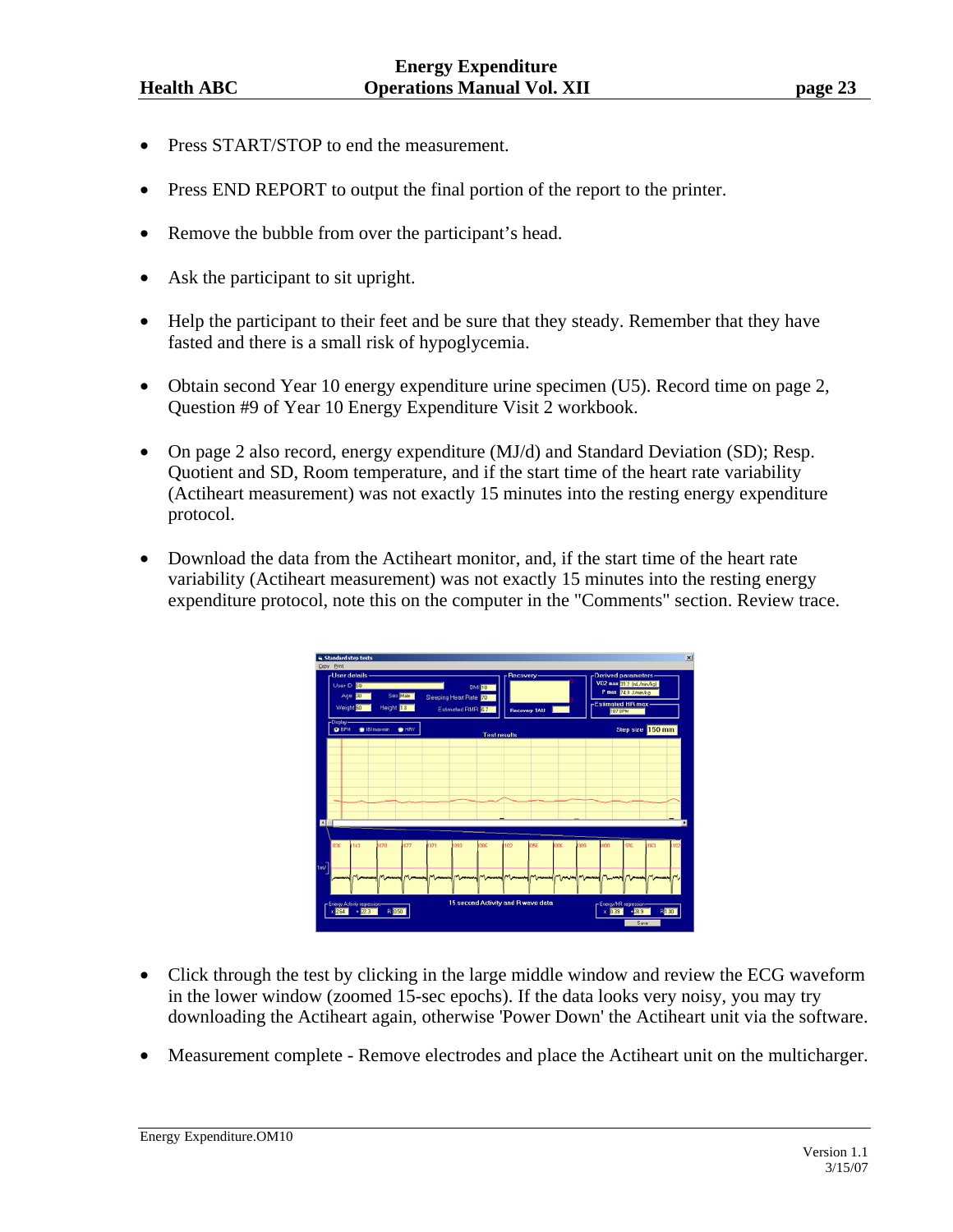- Press START/STOP to end the measurement.

- Press END REPORT to output the final portion of the report to the printer.

- Remove the bubble from over the participant's head.

- Ask the participant to sit upright.

- Help the participant to their feet and be sure that they steady. Remember that they have fasted and there is a small risk of hypoglycemia.

- Obtain second Year 10 energy expenditure urine specimen (U5). Record time on page 2, Question #9 of Year 10 Energy Expenditure Visit 2 workbook.

- On page 2 also record, energy expenditure (MJ/d) and Standard Deviation (SD); Resp. Quotient and SD, Room temperature, and if the start time of the heart rate variability (Actiheart measurement) was not exactly 15 minutes into the resting energy expenditure protocol.

- Download the data from the Actiheart monitor, and, if the start time of the heart rate variability (Actiheart measurement) was not exactly 15 minutes into the resting energy expenditure protocol, note this on the computer in the "Comments" section. Review trace.

- Click through the test by clicking in the large middle window and review the ECG waveform in the lower window (zoomed 15-sec epochs). If the data looks very noisy, you may try downloading the Actiheart again, otherwise 'Power Down' the Actiheart unit via the software.

- Measurement complete - Remove electrodes and place the Actiheart unit on the multicharger.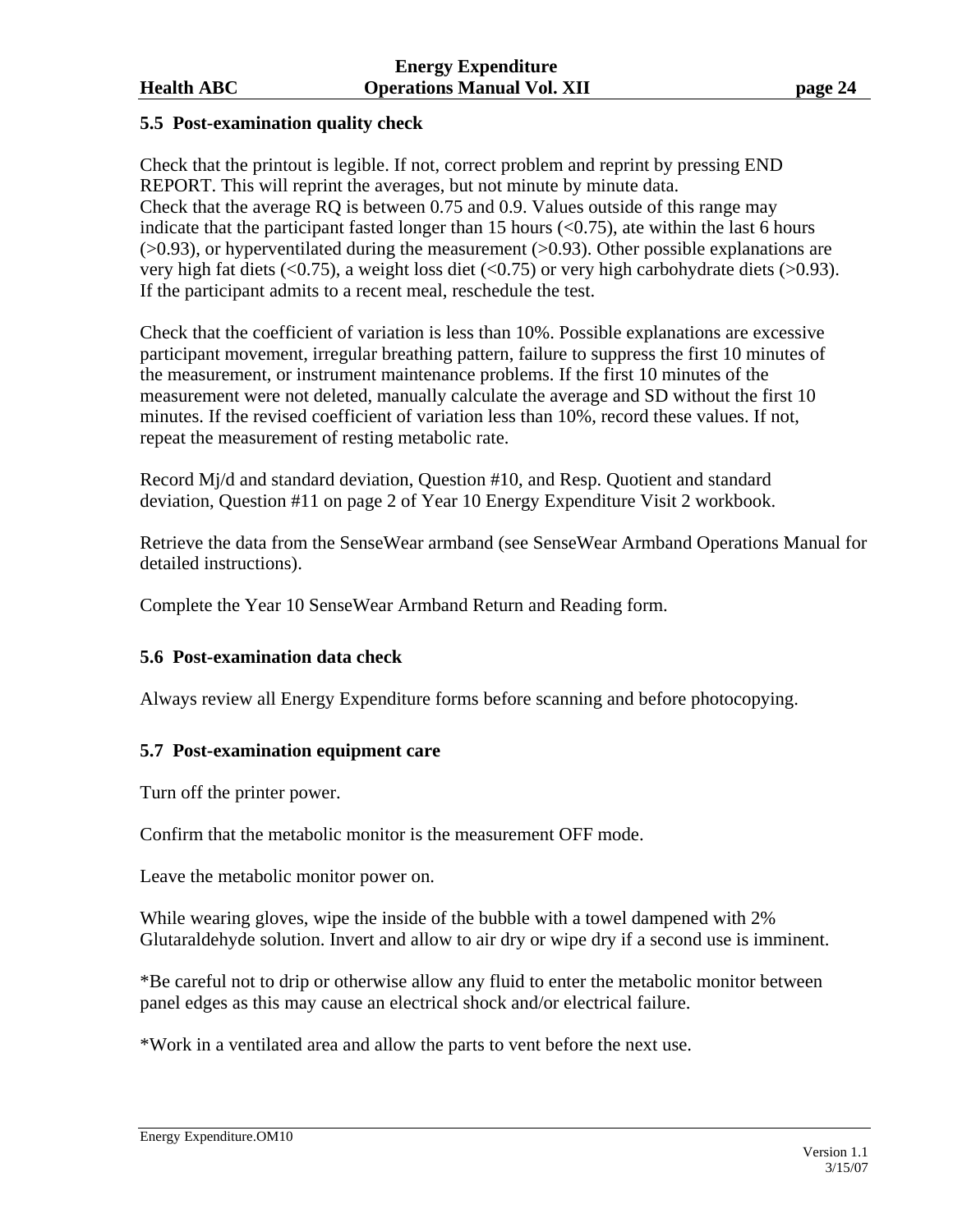### 5.5 Post-examination quality check

Check that the printout is legible. If not, correct problem and reprint by pressing END REPORT. This will reprint the averages, but not minute by minute data.
Check that the average RQ is between 0.75 and 0.9. Values outside of this range may indicate that the participant fasted longer than 15 hours (<0.75), ate within the last 6 hours (>0.93), or hyperventilated during the measurement (>0.93). Other possible explanations are very high fat diets (<0.75), a weight loss diet (<0.75) or very high carbohydrate diets (>0.93). If the participant admits to a recent meal, reschedule the test.

Check that the coefficient of variation is less than 10%. Possible explanations are excessive participant movement, irregular breathing pattern, failure to suppress the first 10 minutes of the measurement, or instrument maintenance problems. If the first 10 minutes of the measurement were not deleted, manually calculate the average and SD without the first 10 minutes. If the revised coefficient of variation less than 10%, record these values. If not, repeat the measurement of resting metabolic rate.

Record Mj/d and standard deviation, Question #10, and Resp. Quotient and standard deviation, Question #11 on page 2 of Year 10 Energy Expenditure Visit 2 workbook.

Retrieve the data from the SenseWear armband (see SenseWear Armband Operations Manual for detailed instructions).

Complete the Year 10 SenseWear Armband Return and Reading form.

### 5.6 Post-examination data check

Always review all Energy Expenditure forms before scanning and before photocopying.

### 5.7 Post-examination equipment care

Turn off the printer power.

Confirm that the metabolic monitor is the measurement OFF mode.

Leave the metabolic monitor power on.

While wearing gloves, wipe the inside of the bubble with a towel dampened with 2% Glutaraldehyde solution. Invert and allow to air dry or wipe dry if a second use is imminent.

*Be careful not to drip or otherwise allow any fluid to enter the metabolic monitor between panel edges as this may cause an electrical shock and/or electrical failure.

*Work in a ventilated area and allow the parts to vent before the next use.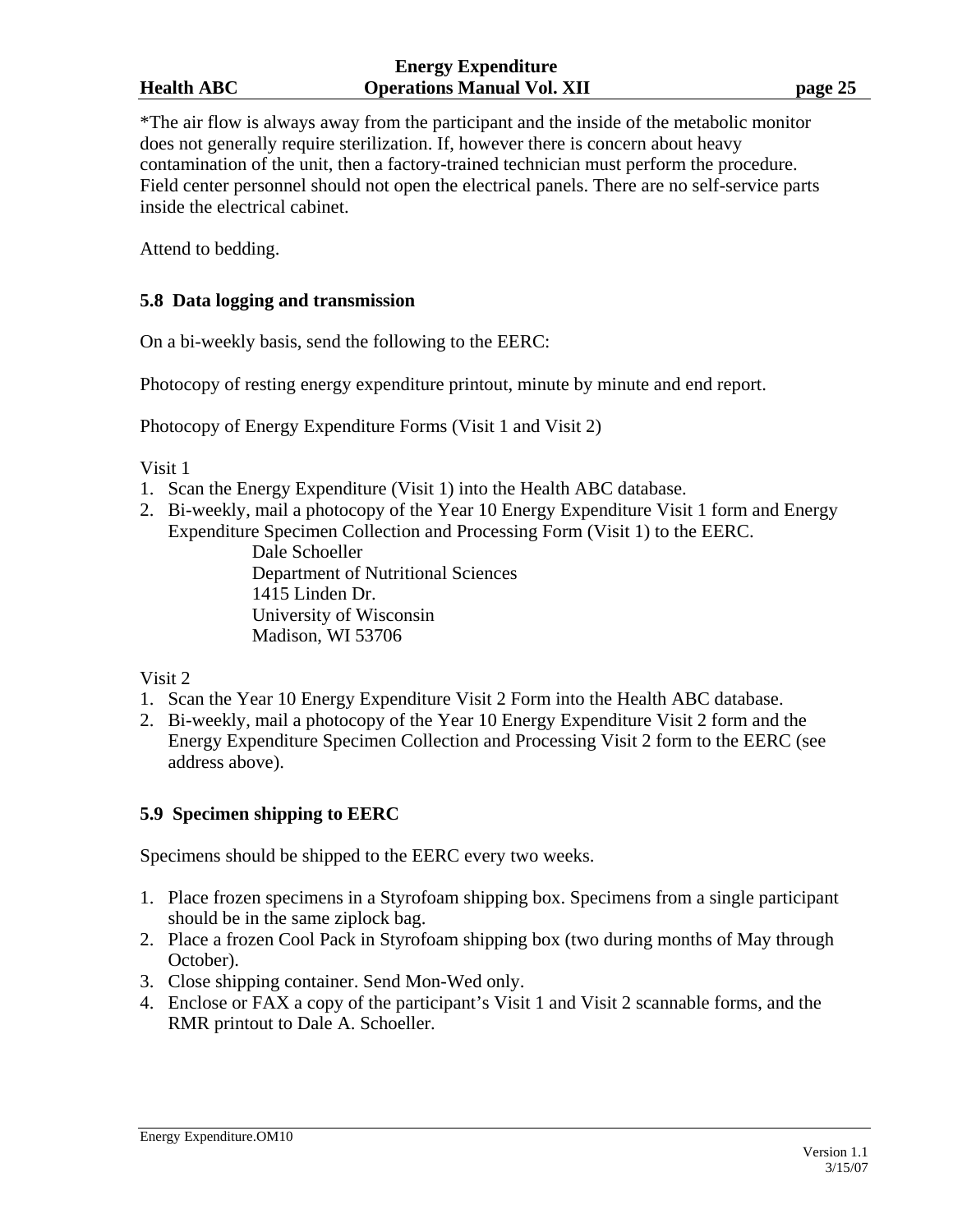*The air flow is always away from the participant and the inside of the metabolic monitor does not generally require sterilization. If, however there is concern about heavy contamination of the unit, then a factory-trained technician must perform the procedure. Field center personnel should not open the electrical panels. There are no self-service parts inside the electrical cabinet.

Attend to bedding.

### 5.8 Data logging and transmission

On a bi-weekly basis, send the following to the EERC:

Photocopy of resting energy expenditure printout, minute by minute and end report.

Photocopy of Energy Expenditure Forms (Visit 1 and Visit 2)

Visit 1

1. Scan the Energy Expenditure (Visit 1) into the Health ABC database.
2. Bi-weekly, mail a photocopy of the Year 10 Energy Expenditure Visit 1 form and Energy Expenditure Specimen Collection and Processing Form (Visit 1) to the EERC.

   Dale Schoeller
   Department of Nutritional Sciences
   1415 Linden Dr.
   University of Wisconsin
   Madison, WI 53706

Visit 2

1. Scan the Year 10 Energy Expenditure Visit 2 Form into the Health ABC database.
2. Bi-weekly, mail a photocopy of the Year 10 Energy Expenditure Visit 2 form and the Energy Expenditure Specimen Collection and Processing Visit 2 form to the EERC (see address above).

### 5.9 Specimen shipping to EERC

Specimens should be shipped to the EERC every two weeks.

1. Place frozen specimens in a Styrofoam shipping box. Specimens from a single participant should be in the same ziplock bag.
2. Place a frozen Cool Pack in Styrofoam shipping box (two during months of May through October).
3. Close shipping container. Send Mon-Wed only.
4. Enclose or FAX a copy of the participant's Visit 1 and Visit 2 scannable forms, and the RMR printout to Dale A. Schoeller.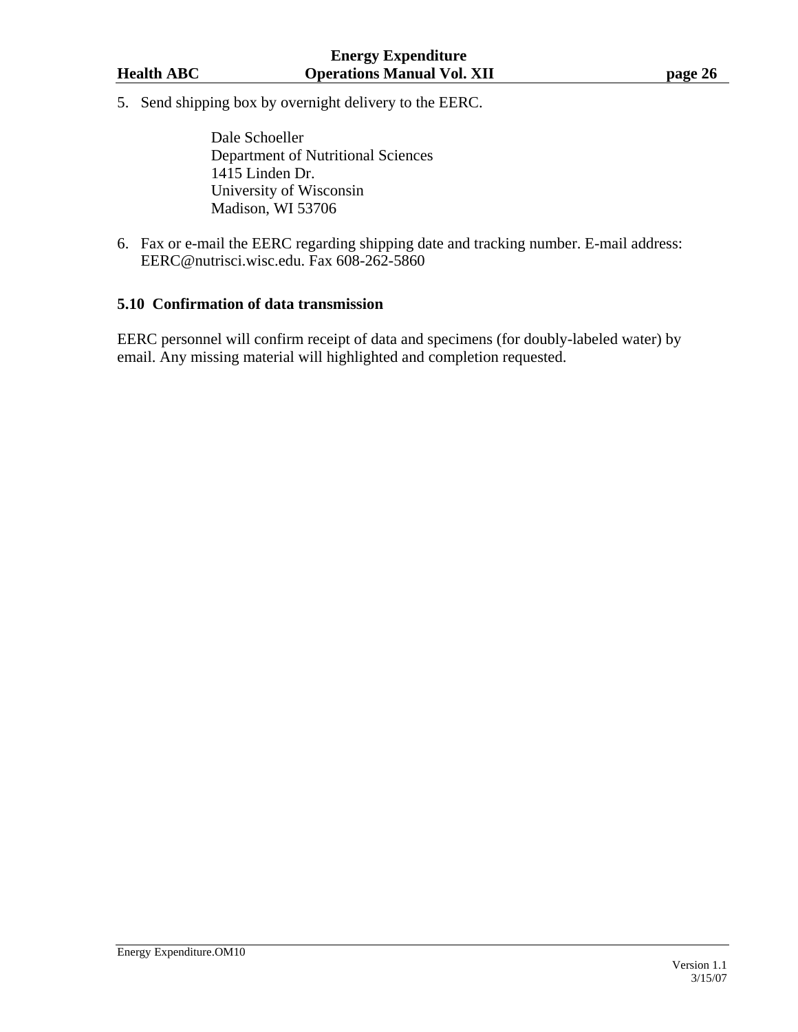5. Send shipping box by overnight delivery to the EERC.

   Dale Schoeller
   Department of Nutritional Sciences
   1415 Linden Dr.
   University of Wisconsin
   Madison, WI 53706

6. Fax or e-mail the EERC regarding shipping date and tracking number. E-mail address: EERC@nutrisci.wisc.edu. Fax 608-262-5860

### 5.10 Confirmation of data transmission

EERC personnel will confirm receipt of data and specimens (for doubly-labeled water) by email. Any missing material will highlighted and completion requested.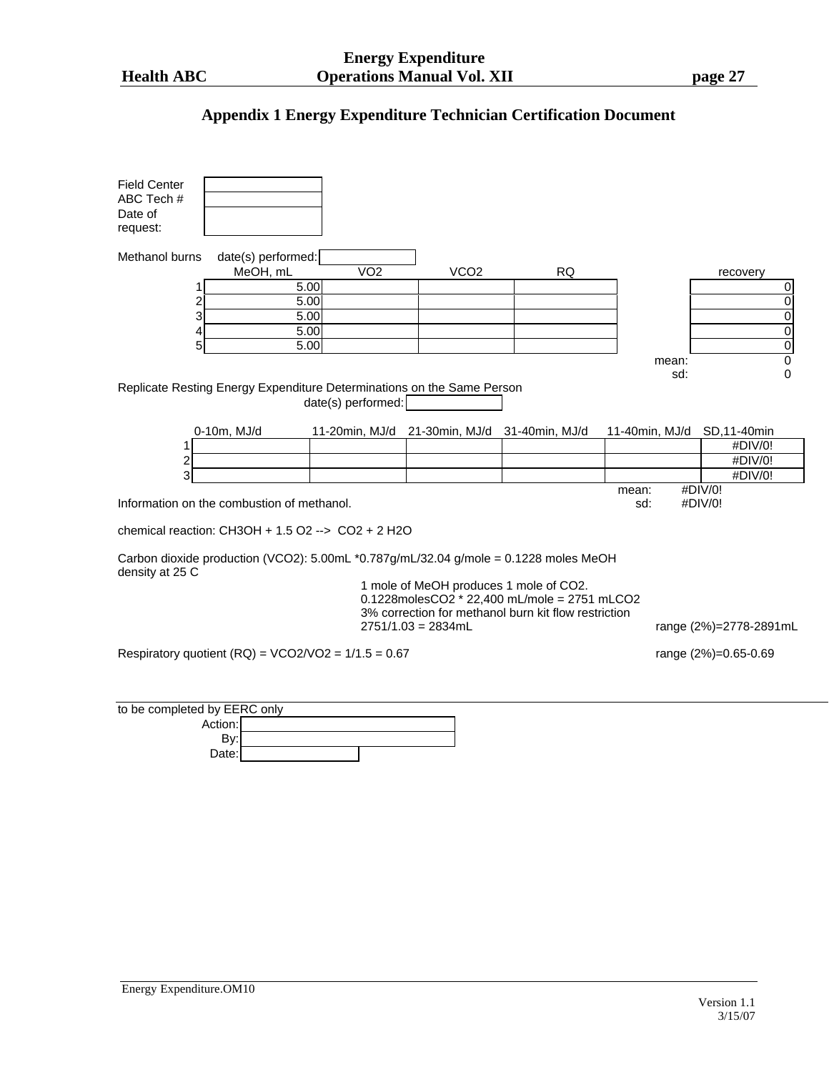## Appendix 1 Energy Expenditure Technician Certification Document

| | |
|---|---|
| Field Center | |
| ABC Tech # | |
| Date of request: | |

Methanol burns date(s) performed:

| | MeOH, mL | VO2 | VCO2 | RQ | | recovery |
|---|---|---|---|---|---|---|
| 1 | 5.00 | | | | | 0 |
| 2 | 5.00 | | | | | 0 |
| 3 | 5.00 | | | | | 0 |
| 4 | 5.00 | | | | | 0 |
| 5 | 5.00 | | | | | 0 |
| | | | | | mean: | 0 |
| | | | | | sd: | 0 |

Replicate Resting Energy Expenditure Determinations on the Same Person

date(s) performed:

| | 0-10m, MJ/d | 11-20min, MJ/d | 21-30min, MJ/d | 31-40min, MJ/d | 11-40min, MJ/d | SD,11-40min |
|---|---|---|---|---|---|---|
| 1 | | | | | | #DIV/0! |
| 2 | | | | | | #DIV/0! |
| 3 | | | | | | #DIV/0! |
| | | | | | mean: | #DIV/0! |
| | | | | | sd: | #DIV/0! |

Information on the combustion of methanol.

chemical reaction: $CH_3OH + 1.5\ O_2 \rightarrow CO_2 + 2\ H_2O$

Carbon dioxide production ($VCO_2$): 5.00mL *0.787g/mL/32.04 g/mole = 0.1228 moles MeOH
density at 25 C

1 mole of MeOH produces 1 mole of $CO_2$.
0.1228molesCO2 * 22,400 mL/mole = 2751 mLCO2
3% correction for methanol burn kit flow restriction
2751/1.03 = 2834mL

range (2%)=2778-2891mL

Respiratory quotient (RQ) = $VCO_2/VO_2$ = 1/1.5 = 0.67

range (2%)=0.65-0.69

to be completed by EERC only

Action:
By:
Date: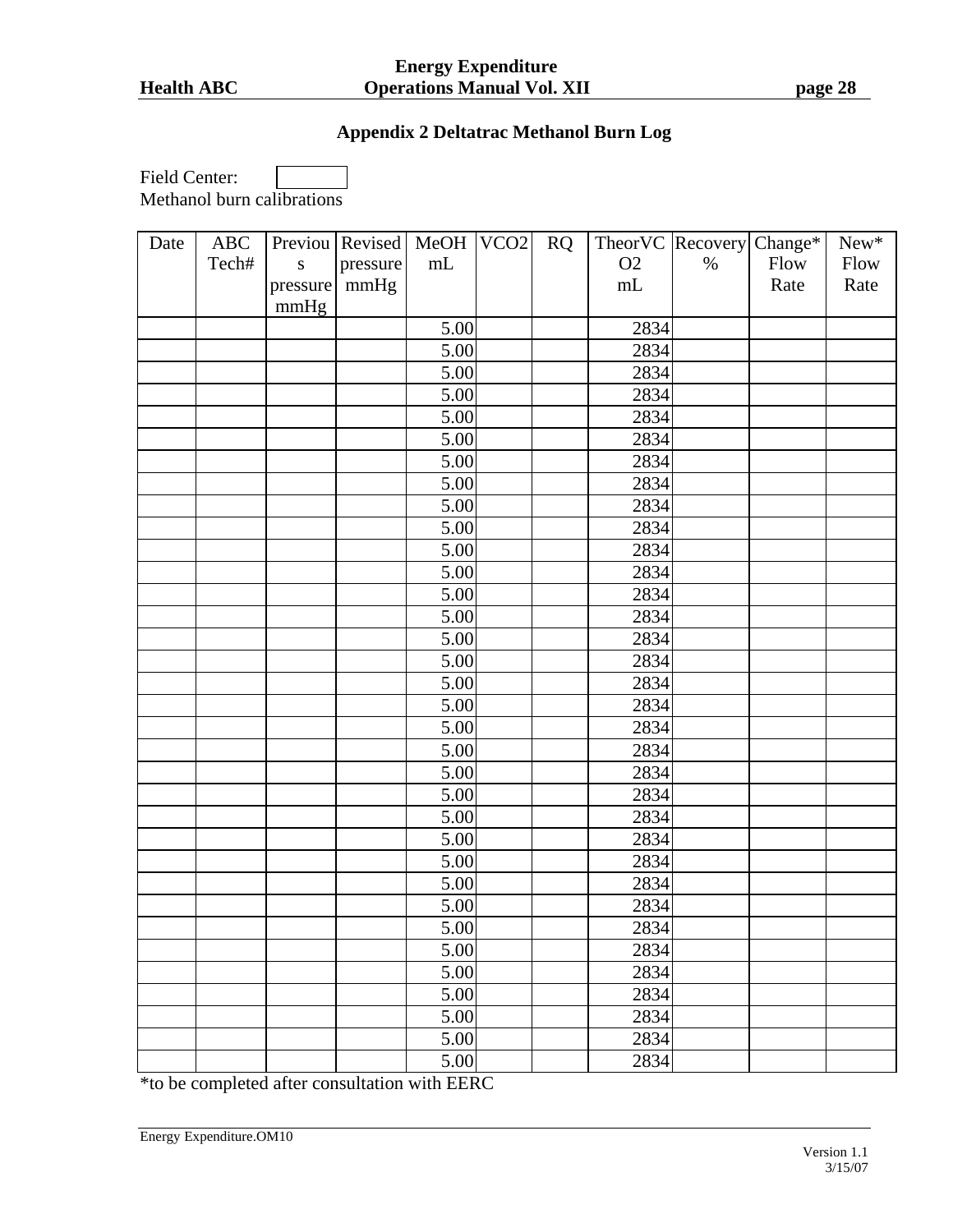## Appendix 2 Deltatrac Methanol Burn Log

Field Center: [ ]

Methanol burn calibrations

| Date | ABC Tech# | Previous pressure mmHg | Revised pressure mmHg | MeOH mL | VCO2 | RQ | TheorVCO2 mL | Recovery % | Change* Flow Rate | New* Flow Rate |
|---|---|---|---|---|---|---|---|---|---|---|
| | | | | 5.00 | | | 2834 | | | |
| | | | | 5.00 | | | 2834 | | | |
| | | | | 5.00 | | | 2834 | | | |
| | | | | 5.00 | | | 2834 | | | |
| | | | | 5.00 | | | 2834 | | | |
| | | | | 5.00 | | | 2834 | | | |
| | | | | 5.00 | | | 2834 | | | |
| | | | | 5.00 | | | 2834 | | | |
| | | | | 5.00 | | | 2834 | | | |
| | | | | 5.00 | | | 2834 | | | |
| | | | | 5.00 | | | 2834 | | | |
| | | | | 5.00 | | | 2834 | | | |
| | | | | 5.00 | | | 2834 | | | |
| | | | | 5.00 | | | 2834 | | | |
| | | | | 5.00 | | | 2834 | | | |
| | | | | 5.00 | | | 2834 | | | |
| | | | | 5.00 | | | 2834 | | | |
| | | | | 5.00 | | | 2834 | | | |
| | | | | 5.00 | | | 2834 | | | |
| | | | | 5.00 | | | 2834 | | | |
| | | | | 5.00 | | | 2834 | | | |
| | | | | 5.00 | | | 2834 | | | |
| | | | | 5.00 | | | 2834 | | | |
| | | | | 5.00 | | | 2834 | | | |
| | | | | 5.00 | | | 2834 | | | |
| | | | | 5.00 | | | 2834 | | | |
| | | | | 5.00 | | | 2834 | | | |
| | | | | 5.00 | | | 2834 | | | |
| | | | | 5.00 | | | 2834 | | | |
| | | | | 5.00 | | | 2834 | | | |
| | | | | 5.00 | | | 2834 | | | |
| | | | | 5.00 | | | 2834 | | | |
| | | | | 5.00 | | | 2834 | | | |
| | | | | 5.00 | | | 2834 | | | |

*to be completed after consultation with EERC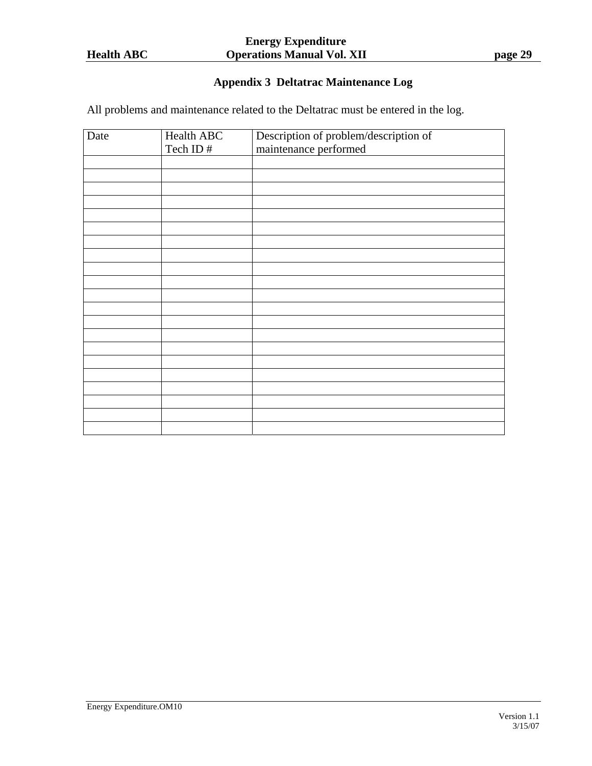## Appendix 3 Deltatrac Maintenance Log

All problems and maintenance related to the Deltatrac must be entered in the log.

| Date | Health ABC Tech ID # | Description of problem/description of maintenance performed |
|---|---|---|
| | | |
| | | |
| | | |
| | | |
| | | |
| | | |
| | | |
| | | |
| | | |
| | | |
| | | |
| | | |
| | | |
| | | |
| | | |
| | | |
| | | |
| | | |
| | | |
| | | |
| | | |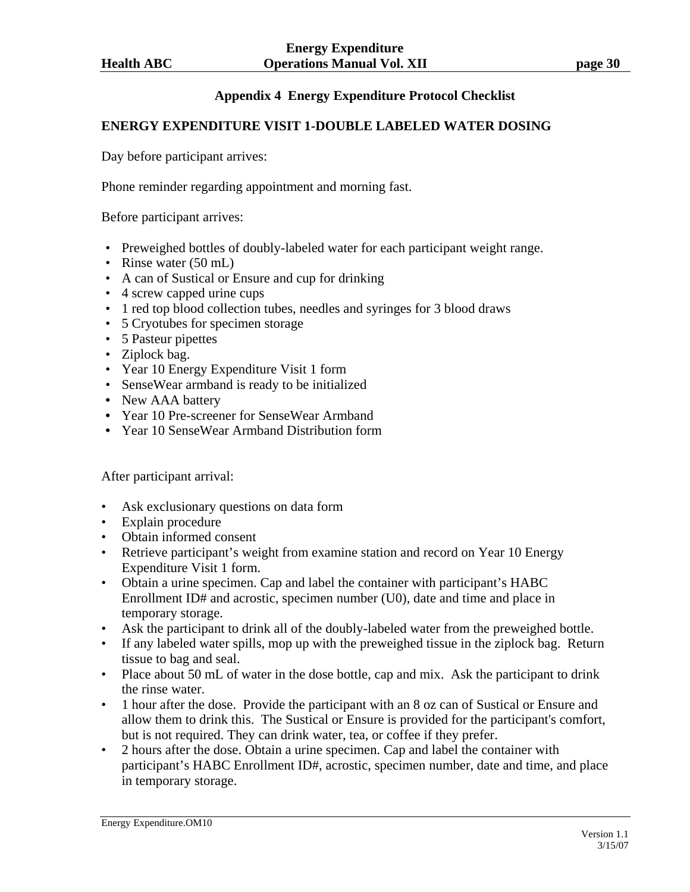## Appendix 4 Energy Expenditure Protocol Checklist

**ENERGY EXPENDITURE VISIT 1-DOUBLE LABELED WATER DOSING**

Day before participant arrives:

Phone reminder regarding appointment and morning fast.

Before participant arrives:

- Preweighed bottles of doubly-labeled water for each participant weight range.
- Rinse water (50 mL)
- A can of Sustical or Ensure and cup for drinking
- 4 screw capped urine cups
- 1 red top blood collection tubes, needles and syringes for 3 blood draws
- 5 Cryotubes for specimen storage
- 5 Pasteur pipettes
- Ziplock bag.
- Year 10 Energy Expenditure Visit 1 form
- SenseWear armband is ready to be initialized
- New AAA battery
- Year 10 Pre-screener for SenseWear Armband
- Year 10 SenseWear Armband Distribution form

After participant arrival:

- Ask exclusionary questions on data form
- Explain procedure
- Obtain informed consent
- Retrieve participant's weight from examine station and record on Year 10 Energy Expenditure Visit 1 form.
- Obtain a urine specimen. Cap and label the container with participant's HABC Enrollment ID# and acrostic, specimen number (U0), date and time and place in temporary storage.
- Ask the participant to drink all of the doubly-labeled water from the preweighed bottle.
- If any labeled water spills, mop up with the preweighed tissue in the ziplock bag. Return tissue to bag and seal.
- Place about 50 mL of water in the dose bottle, cap and mix. Ask the participant to drink the rinse water.
- 1 hour after the dose. Provide the participant with an 8 oz can of Sustical or Ensure and allow them to drink this. The Sustical or Ensure is provided for the participant's comfort, but is not required. They can drink water, tea, or coffee if they prefer.
- 2 hours after the dose. Obtain a urine specimen. Cap and label the container with participant's HABC Enrollment ID#, acrostic, specimen number, date and time, and place in temporary storage.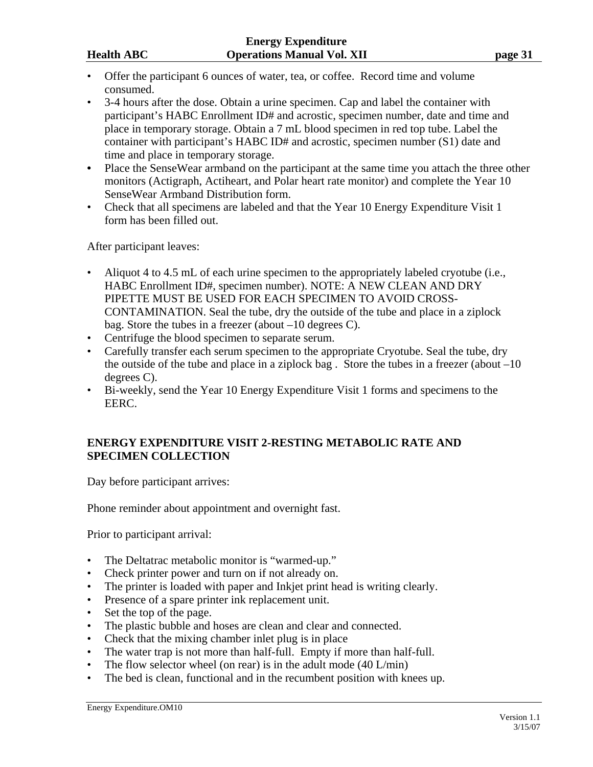- Offer the participant 6 ounces of water, tea, or coffee. Record time and volume consumed.
- 3-4 hours after the dose. Obtain a urine specimen. Cap and label the container with participant's HABC Enrollment ID# and acrostic, specimen number, date and time and place in temporary storage. Obtain a 7 mL blood specimen in red top tube. Label the container with participant's HABC ID# and acrostic, specimen number (S1) date and time and place in temporary storage.
- Place the SenseWear armband on the participant at the same time you attach the three other monitors (Actigraph, Actiheart, and Polar heart rate monitor) and complete the Year 10 SenseWear Armband Distribution form.
- Check that all specimens are labeled and that the Year 10 Energy Expenditure Visit 1 form has been filled out.

After participant leaves:

- Aliquot 4 to 4.5 mL of each urine specimen to the appropriately labeled cryotube (i.e., HABC Enrollment ID#, specimen number). NOTE: A NEW CLEAN AND DRY PIPETTE MUST BE USED FOR EACH SPECIMEN TO AVOID CROSS-CONTAMINATION. Seal the tube, dry the outside of the tube and place in a ziplock bag. Store the tubes in a freezer (about –10 degrees C).
- Centrifuge the blood specimen to separate serum.
- Carefully transfer each serum specimen to the appropriate Cryotube. Seal the tube, dry the outside of the tube and place in a ziplock bag . Store the tubes in a freezer (about –10 degrees C).
- Bi-weekly, send the Year 10 Energy Expenditure Visit 1 forms and specimens to the EERC.

## ENERGY EXPENDITURE VISIT 2-RESTING METABOLIC RATE AND SPECIMEN COLLECTION

Day before participant arrives:

Phone reminder about appointment and overnight fast.

Prior to participant arrival:

- The Deltatrac metabolic monitor is "warmed-up."
- Check printer power and turn on if not already on.
- The printer is loaded with paper and Inkjet print head is writing clearly.
- Presence of a spare printer ink replacement unit.
- Set the top of the page.
- The plastic bubble and hoses are clean and clear and connected.
- Check that the mixing chamber inlet plug is in place
- The water trap is not more than half-full. Empty if more than half-full.
- The flow selector wheel (on rear) is in the adult mode (40 L/min)
- The bed is clean, functional and in the recumbent position with knees up.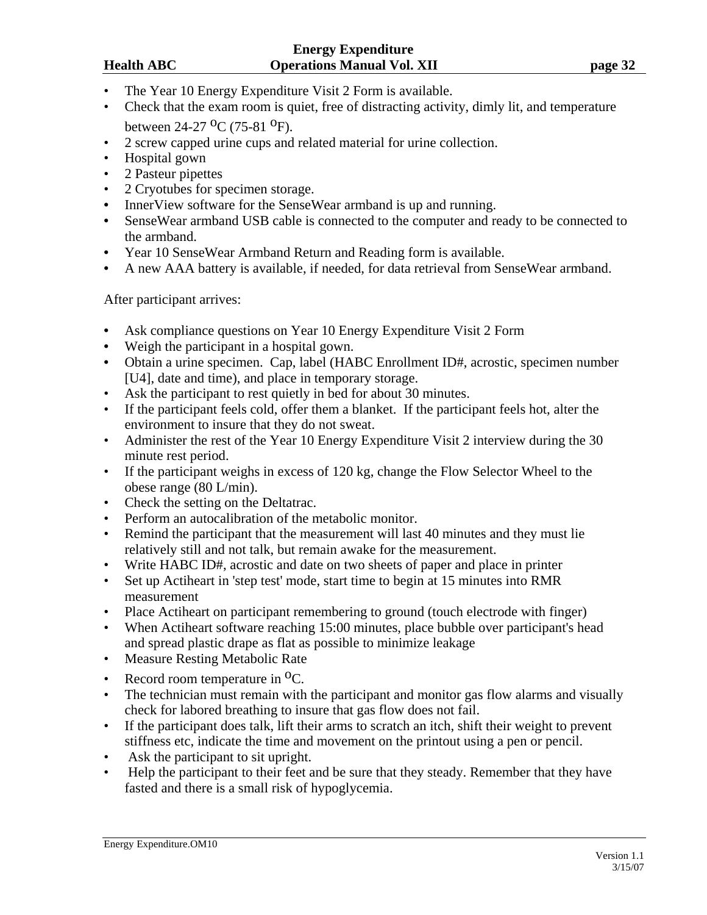- The Year 10 Energy Expenditure Visit 2 Form is available.
- Check that the exam room is quiet, free of distracting activity, dimly lit, and temperature between 24-27 $^{o}$C (75-81 $^{o}$F).
- 2 screw capped urine cups and related material for urine collection.
- Hospital gown
- 2 Pasteur pipettes
- 2 Cryotubes for specimen storage.
- InnerView software for the SenseWear armband is up and running.
- SenseWear armband USB cable is connected to the computer and ready to be connected to the armband.
- Year 10 SenseWear Armband Return and Reading form is available.
- A new AAA battery is available, if needed, for data retrieval from SenseWear armband.

After participant arrives:

- Ask compliance questions on Year 10 Energy Expenditure Visit 2 Form
- Weigh the participant in a hospital gown.
- Obtain a urine specimen. Cap, label (HABC Enrollment ID#, acrostic, specimen number [U4], date and time), and place in temporary storage.
- Ask the participant to rest quietly in bed for about 30 minutes.
- If the participant feels cold, offer them a blanket. If the participant feels hot, alter the environment to insure that they do not sweat.
- Administer the rest of the Year 10 Energy Expenditure Visit 2 interview during the 30 minute rest period.
- If the participant weighs in excess of 120 kg, change the Flow Selector Wheel to the obese range (80 L/min).
- Check the setting on the Deltatrac.
- Perform an autocalibration of the metabolic monitor.
- Remind the participant that the measurement will last 40 minutes and they must lie relatively still and not talk, but remain awake for the measurement.
- Write HABC ID#, acrostic and date on two sheets of paper and place in printer
- Set up Actiheart in 'step test' mode, start time to begin at 15 minutes into RMR measurement
- Place Actiheart on participant remembering to ground (touch electrode with finger)
- When Actiheart software reaching 15:00 minutes, place bubble over participant's head and spread plastic drape as flat as possible to minimize leakage
- Measure Resting Metabolic Rate
- Record room temperature in $^{o}$C.
- The technician must remain with the participant and monitor gas flow alarms and visually check for labored breathing to insure that gas flow does not fail.
- If the participant does talk, lift their arms to scratch an itch, shift their weight to prevent stiffness etc, indicate the time and movement on the printout using a pen or pencil.
- Ask the participant to sit upright.
- Help the participant to their feet and be sure that they steady. Remember that they have fasted and there is a small risk of hypoglycemia.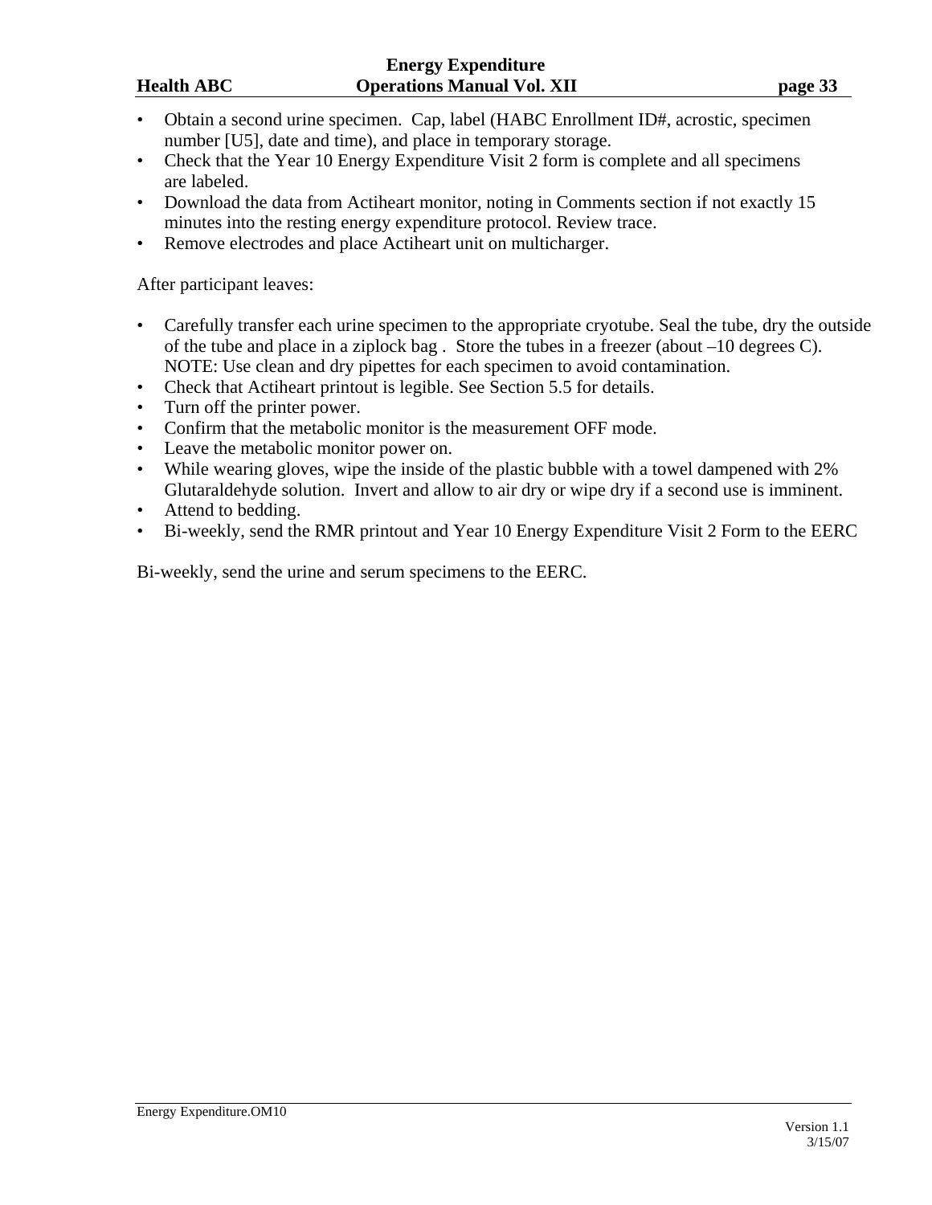- Obtain a second urine specimen. Cap, label (HABC Enrollment ID#, acrostic, specimen number [U5], date and time), and place in temporary storage.
- Check that the Year 10 Energy Expenditure Visit 2 form is complete and all specimens are labeled.
- Download the data from Actiheart monitor, noting in Comments section if not exactly 15 minutes into the resting energy expenditure protocol. Review trace.
- Remove electrodes and place Actiheart unit on multicharger.

After participant leaves:

- Carefully transfer each urine specimen to the appropriate cryotube. Seal the tube, dry the outside of the tube and place in a ziplock bag . Store the tubes in a freezer (about –10 degrees C). NOTE: Use clean and dry pipettes for each specimen to avoid contamination.
- Check that Actiheart printout is legible. See Section 5.5 for details.
- Turn off the printer power.
- Confirm that the metabolic monitor is the measurement OFF mode.
- Leave the metabolic monitor power on.
- While wearing gloves, wipe the inside of the plastic bubble with a towel dampened with 2% Glutaraldehyde solution. Invert and allow to air dry or wipe dry if a second use is imminent.
- Attend to bedding.
- Bi-weekly, send the RMR printout and Year 10 Energy Expenditure Visit 2 Form to the EERC

Bi-weekly, send the urine and serum specimens to the EERC.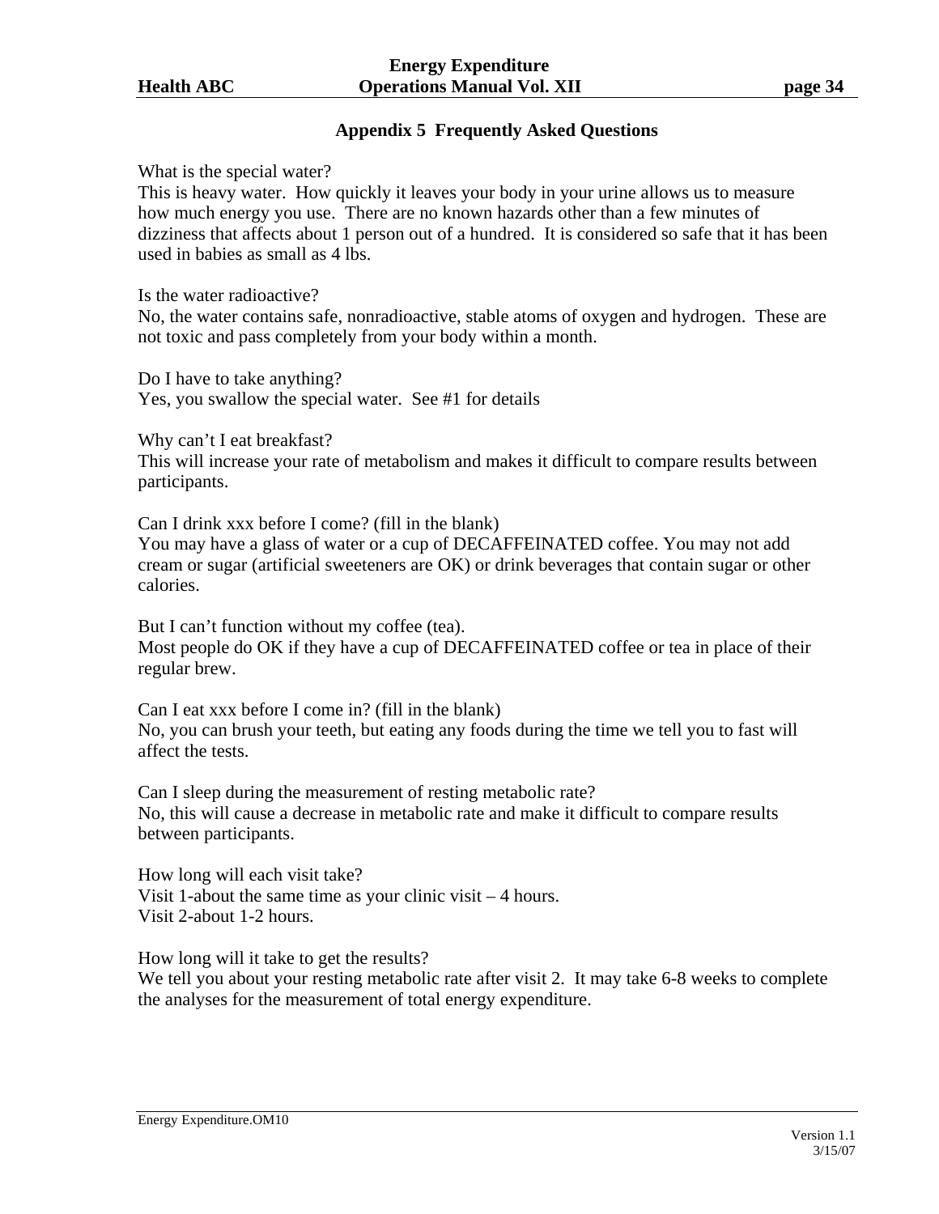## Appendix 5 Frequently Asked Questions

What is the special water?
This is heavy water. How quickly it leaves your body in your urine allows us to measure how much energy you use. There are no known hazards other than a few minutes of dizziness that affects about 1 person out of a hundred. It is considered so safe that it has been used in babies as small as 4 lbs.

Is the water radioactive?
No, the water contains safe, nonradioactive, stable atoms of oxygen and hydrogen. These are not toxic and pass completely from your body within a month.

Do I have to take anything?
Yes, you swallow the special water. See #1 for details

Why can't I eat breakfast?
This will increase your rate of metabolism and makes it difficult to compare results between participants.

Can I drink xxx before I come? (fill in the blank)
You may have a glass of water or a cup of DECAFFEINATED coffee. You may not add cream or sugar (artificial sweeteners are OK) or drink beverages that contain sugar or other calories.

But I can't function without my coffee (tea).
Most people do OK if they have a cup of DECAFFEINATED coffee or tea in place of their regular brew.

Can I eat xxx before I come in? (fill in the blank)
No, you can brush your teeth, but eating any foods during the time we tell you to fast will affect the tests.

Can I sleep during the measurement of resting metabolic rate?
No, this will cause a decrease in metabolic rate and make it difficult to compare results between participants.

How long will each visit take?
Visit 1-about the same time as your clinic visit – 4 hours.
Visit 2-about 1-2 hours.

How long will it take to get the results?
We tell you about your resting metabolic rate after visit 2. It may take 6-8 weeks to complete the analyses for the measurement of total energy expenditure.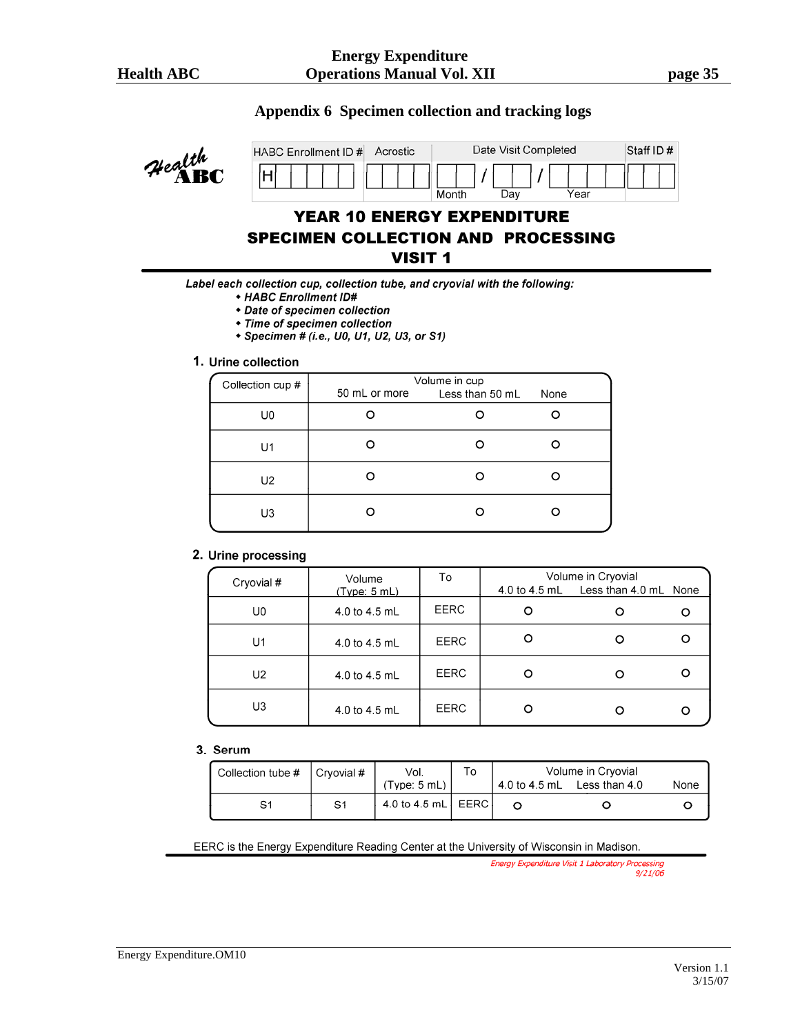## Appendix 6 Specimen collection and tracking logs

Health ABC

| HABC Enrollment ID # | Acrostic | Date Visit Completed | Staff ID # |
|---|---|---|---|
| H | | Month / Day / Year | |

# YEAR 10 ENERGY EXPENDITURE SPECIMEN COLLECTION AND PROCESSING VISIT 1

***Label each collection cup, collection tube, and cryovial with the following:***

- ***HABC Enrollment ID#***
- ***Date of specimen collection***
- ***Time of specimen collection***
- ***Specimen # (i.e., U0, U1, U2, U3, or S1)***

### 1. Urine collection

| Collection cup # | Volume in cup: 50 mL or more | Less than 50 mL | None |
|---|---|---|---|
| U0 | O | O | O |
| U1 | O | O | O |
| U2 | O | O | O |
| U3 | O | O | O |

### 2. Urine processing

| Cryovial # | Volume (Type: 5 mL) | To | Volume in Cryovial: 4.0 to 4.5 mL | Less than 4.0 mL | None |
|---|---|---|---|---|---|
| U0 | 4.0 to 4.5 mL | EERC | O | O | O |
| U1 | 4.0 to 4.5 mL | EERC | O | O | O |
| U2 | 4.0 to 4.5 mL | EERC | O | O | O |
| U3 | 4.0 to 4.5 mL | EERC | O | O | O |

### 3. Serum

| Collection tube # | Cryovial # | Vol. (Type: 5 mL) | To | Volume in Cryovial: 4.0 to 4.5 mL | Less than 4.0 | None |
|---|---|---|---|---|---|---|
| S1 | S1 | 4.0 to 4.5 mL | EERC | O | O | O |

EERC is the Energy Expenditure Reading Center at the University of Wisconsin in Madison.

*Energy Expenditure Visit 1 Laboratory Processing 9/21/06*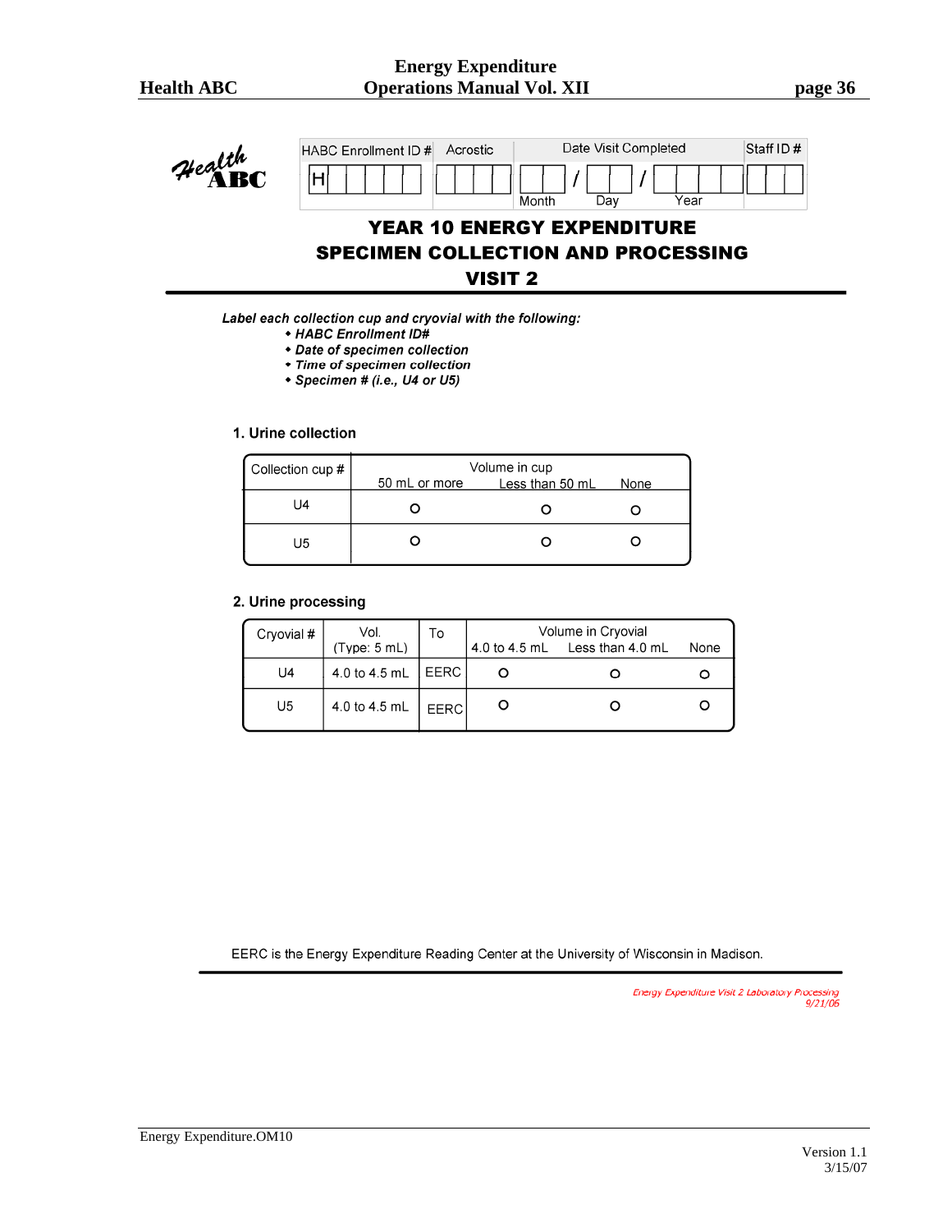Health ABC

| HABC Enrollment ID # | Acrostic | Date Visit Completed | Staff ID # |
|---|---|---|---|
| H | | Month / Day / Year | |

# YEAR 10 ENERGY EXPENDITURE SPECIMEN COLLECTION AND PROCESSING VISIT 2

***Label each collection cup and cryovial with the following:***

- ***HABC Enrollment ID#***
- ***Date of specimen collection***
- ***Time of specimen collection***
- ***Specimen # (i.e., U4 or U5)***

**1. Urine collection**

| Collection cup # | Volume in cup | | |
|---|---|---|---|
| | 50 mL or more | Less than 50 mL | None |
| U4 | O | O | O |
| U5 | O | O | O |

**2. Urine processing**

| Cryovial # | Vol. (Type: 5 mL) | To | Volume in Cryovial | | |
|---|---|---|---|---|---|
| | | | 4.0 to 4.5 mL | Less than 4.0 mL | None |
| U4 | 4.0 to 4.5 mL | EERC | O | O | O |
| U5 | 4.0 to 4.5 mL | EERC | O | O | O |

EERC is the Energy Expenditure Reading Center at the University of Wisconsin in Madison.

*Energy Expenditure Visit 2 Laboratory Processing 9/21/06*